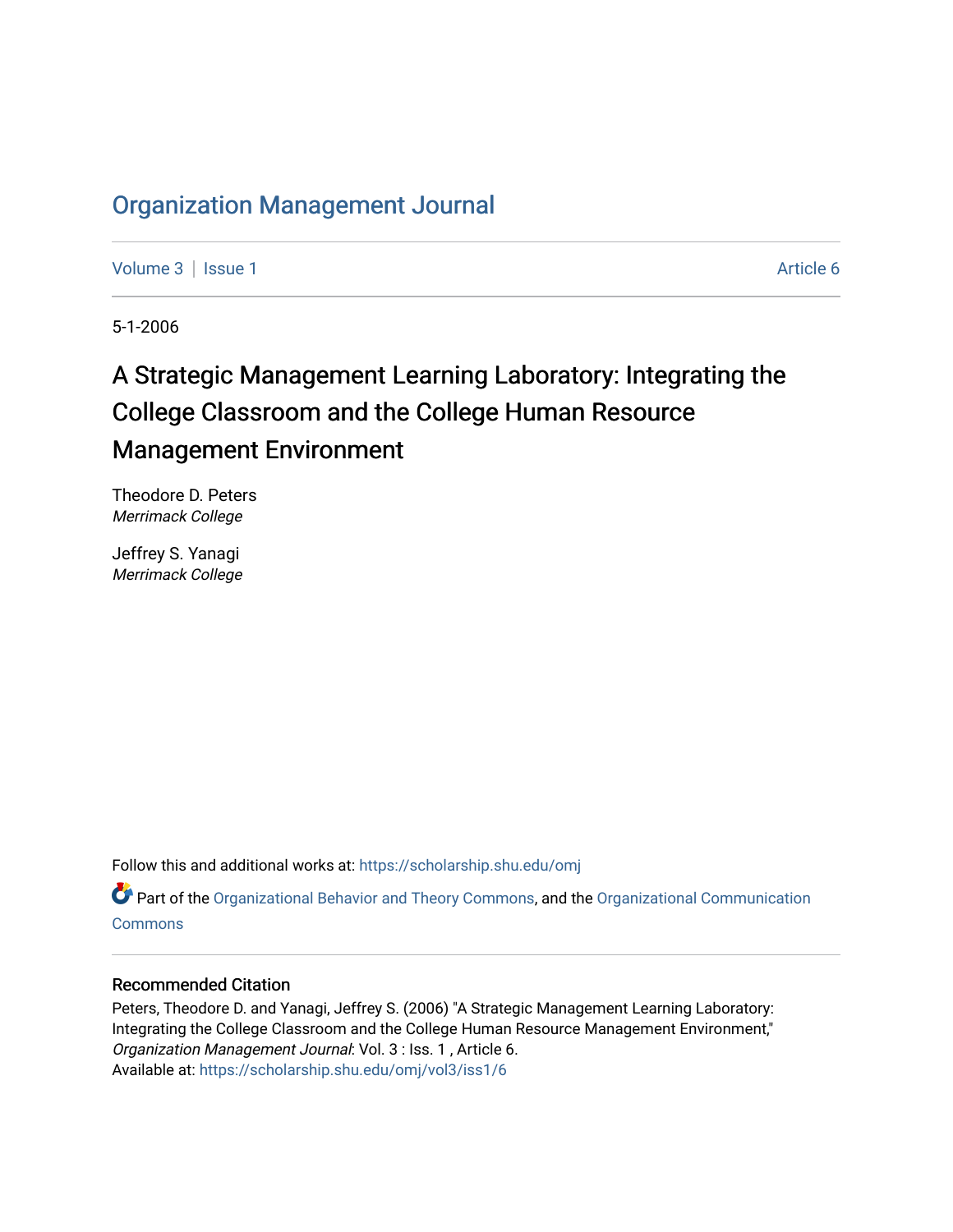# Organization Management Journal

Volume 3 | Issue 1 Article 6

5-1-2006

## A Strategic Management Learning Laboratory: Integrating the College Classroom and the College Human Resource Management Environment

Theodore D. Peters
*Merrimack College*

Jeffrey S. Yanagi
*Merrimack College*

Follow this and additional works at: https://scholarship.shu.edu/omj

Part of the Organizational Behavior and Theory Commons, and the Organizational Communication Commons

### Recommended Citation

Peters, Theodore D. and Yanagi, Jeffrey S. (2006) "A Strategic Management Learning Laboratory: Integrating the College Classroom and the College Human Resource Management Environment," *Organization Management Journal*: Vol. 3 : Iss. 1 , Article 6.
Available at: https://scholarship.shu.edu/omj/vol3/iss1/6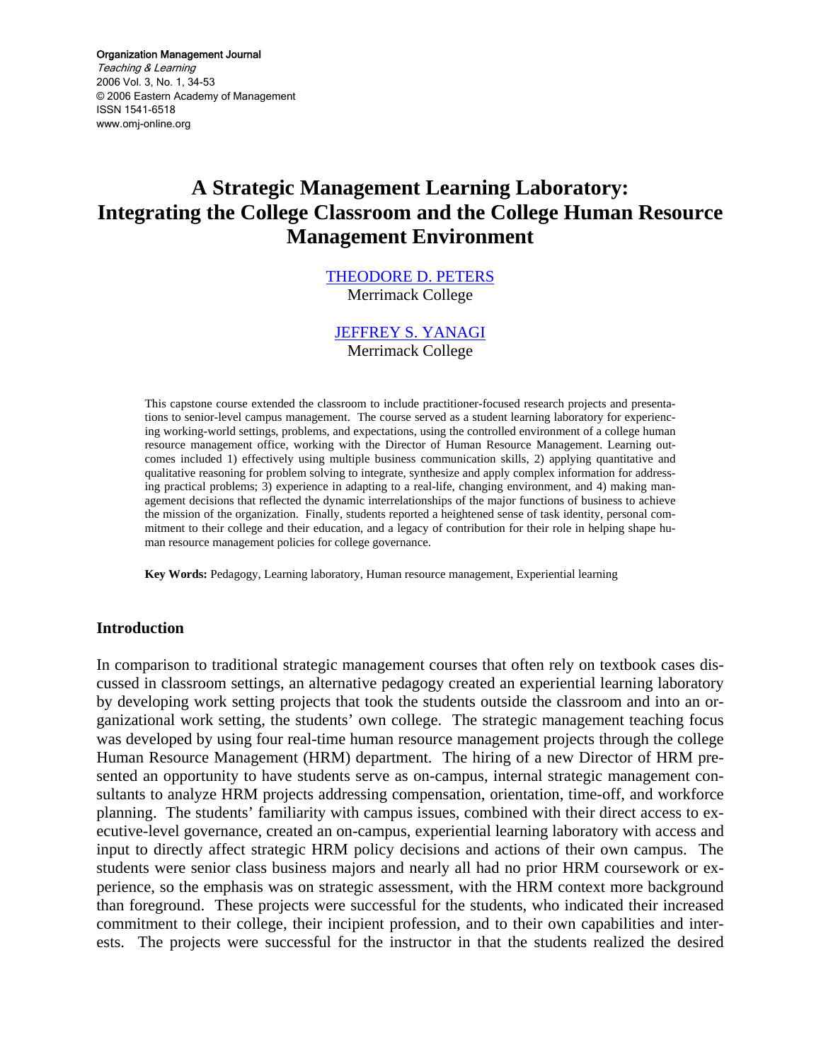# A Strategic Management Learning Laboratory: Integrating the College Classroom and the College Human Resource Management Environment

[THEODORE D. PETERS](#)
Merrimack College

[JEFFREY S. YANAGI](#)
Merrimack College

This capstone course extended the classroom to include practitioner-focused research projects and presentations to senior-level campus management. The course served as a student learning laboratory for experiencing working-world settings, problems, and expectations, using the controlled environment of a college human resource management office, working with the Director of Human Resource Management. Learning outcomes included 1) effectively using multiple business communication skills, 2) applying quantitative and qualitative reasoning for problem solving to integrate, synthesize and apply complex information for addressing practical problems; 3) experience in adapting to a real-life, changing environment, and 4) making management decisions that reflected the dynamic interrelationships of the major functions of business to achieve the mission of the organization. Finally, students reported a heightened sense of task identity, personal commitment to their college and their education, and a legacy of contribution for their role in helping shape human resource management policies for college governance.

**Key Words:** Pedagogy, Learning laboratory, Human resource management, Experiential learning

## Introduction

In comparison to traditional strategic management courses that often rely on textbook cases discussed in classroom settings, an alternative pedagogy created an experiential learning laboratory by developing work setting projects that took the students outside the classroom and into an organizational work setting, the students' own college. The strategic management teaching focus was developed by using four real-time human resource management projects through the college Human Resource Management (HRM) department. The hiring of a new Director of HRM presented an opportunity to have students serve as on-campus, internal strategic management consultants to analyze HRM projects addressing compensation, orientation, time-off, and workforce planning. The students' familiarity with campus issues, combined with their direct access to executive-level governance, created an on-campus, experiential learning laboratory with access and input to directly affect strategic HRM policy decisions and actions of their own campus. The students were senior class business majors and nearly all had no prior HRM coursework or experience, so the emphasis was on strategic assessment, with the HRM context more background than foreground. These projects were successful for the students, who indicated their increased commitment to their college, their incipient profession, and to their own capabilities and interests. The projects were successful for the instructor in that the students realized the desired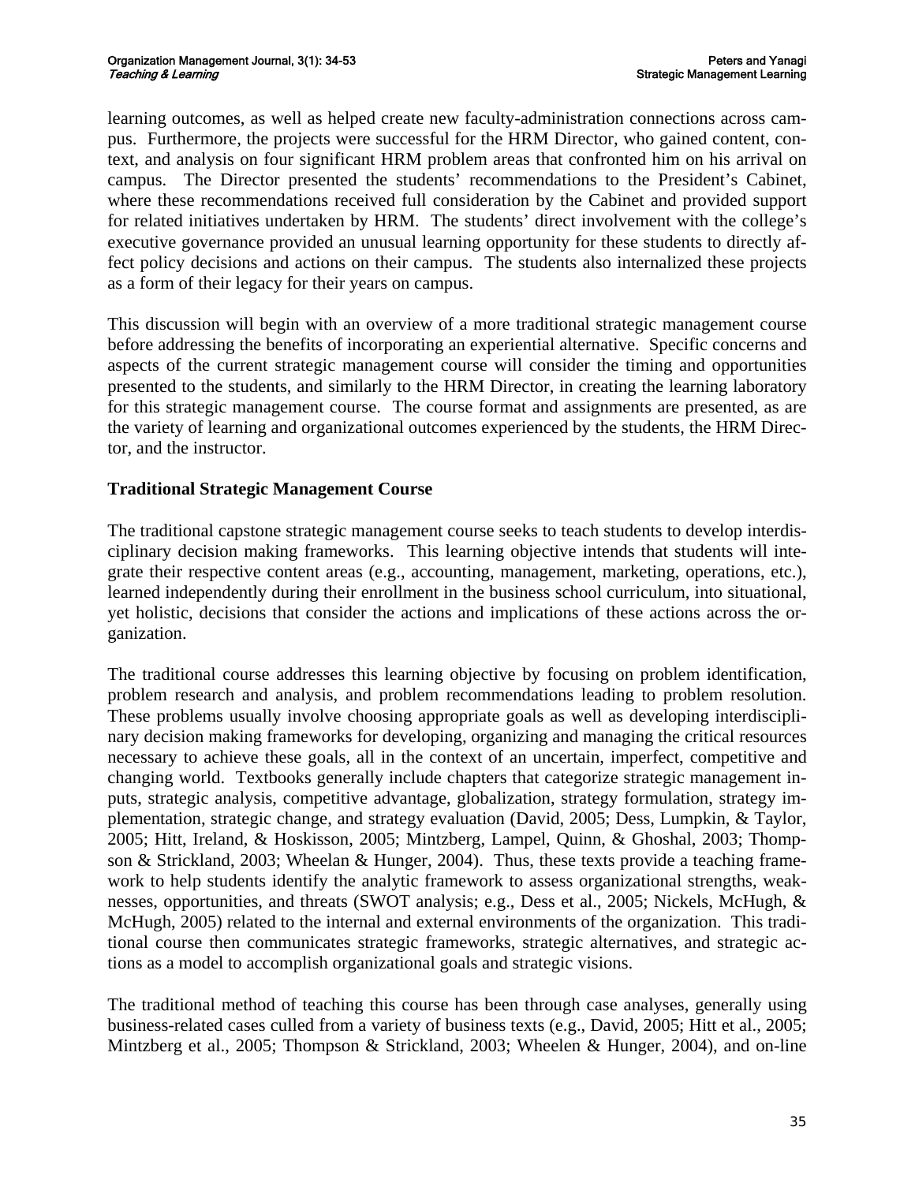learning outcomes, as well as helped create new faculty-administration connections across campus. Furthermore, the projects were successful for the HRM Director, who gained content, context, and analysis on four significant HRM problem areas that confronted him on his arrival on campus. The Director presented the students' recommendations to the President's Cabinet, where these recommendations received full consideration by the Cabinet and provided support for related initiatives undertaken by HRM. The students' direct involvement with the college's executive governance provided an unusual learning opportunity for these students to directly affect policy decisions and actions on their campus. The students also internalized these projects as a form of their legacy for their years on campus.

This discussion will begin with an overview of a more traditional strategic management course before addressing the benefits of incorporating an experiential alternative. Specific concerns and aspects of the current strategic management course will consider the timing and opportunities presented to the students, and similarly to the HRM Director, in creating the learning laboratory for this strategic management course. The course format and assignments are presented, as are the variety of learning and organizational outcomes experienced by the students, the HRM Director, and the instructor.

## Traditional Strategic Management Course

The traditional capstone strategic management course seeks to teach students to develop interdisciplinary decision making frameworks. This learning objective intends that students will integrate their respective content areas (e.g., accounting, management, marketing, operations, etc.), learned independently during their enrollment in the business school curriculum, into situational, yet holistic, decisions that consider the actions and implications of these actions across the organization.

The traditional course addresses this learning objective by focusing on problem identification, problem research and analysis, and problem recommendations leading to problem resolution. These problems usually involve choosing appropriate goals as well as developing interdisciplinary decision making frameworks for developing, organizing and managing the critical resources necessary to achieve these goals, all in the context of an uncertain, imperfect, competitive and changing world. Textbooks generally include chapters that categorize strategic management inputs, strategic analysis, competitive advantage, globalization, strategy formulation, strategy implementation, strategic change, and strategy evaluation (David, 2005; Dess, Lumpkin, & Taylor, 2005; Hitt, Ireland, & Hoskisson, 2005; Mintzberg, Lampel, Quinn, & Ghoshal, 2003; Thompson & Strickland, 2003; Wheelan & Hunger, 2004). Thus, these texts provide a teaching framework to help students identify the analytic framework to assess organizational strengths, weaknesses, opportunities, and threats (SWOT analysis; e.g., Dess et al., 2005; Nickels, McHugh, & McHugh, 2005) related to the internal and external environments of the organization. This traditional course then communicates strategic frameworks, strategic alternatives, and strategic actions as a model to accomplish organizational goals and strategic visions.

The traditional method of teaching this course has been through case analyses, generally using business-related cases culled from a variety of business texts (e.g., David, 2005; Hitt et al., 2005; Mintzberg et al., 2005; Thompson & Strickland, 2003; Wheelen & Hunger, 2004), and on-line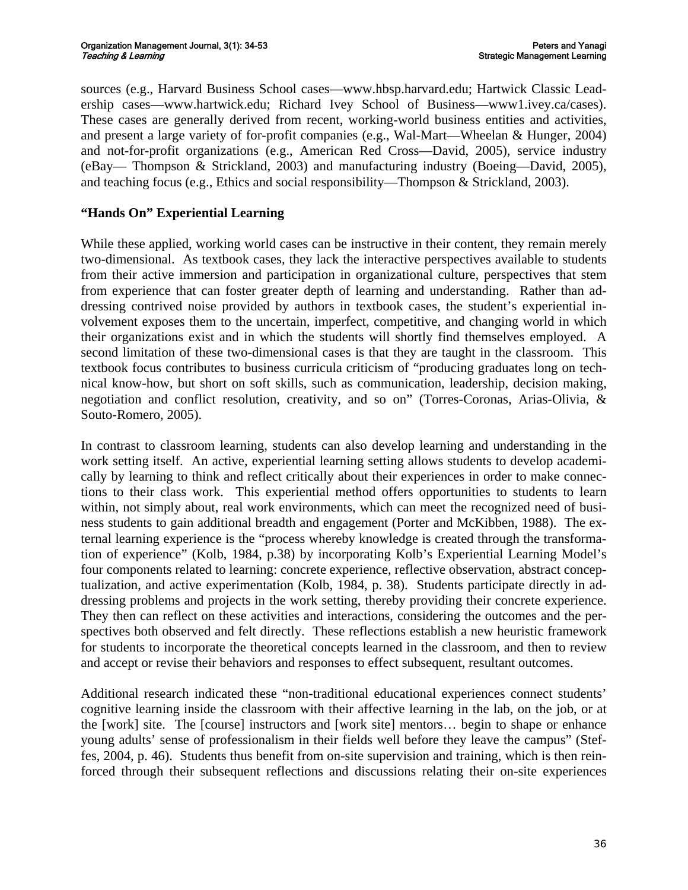sources (e.g., Harvard Business School cases—www.hbsp.harvard.edu; Hartwick Classic Leadership cases—www.hartwick.edu; Richard Ivey School of Business—www1.ivey.ca/cases). These cases are generally derived from recent, working-world business entities and activities, and present a large variety of for-profit companies (e.g., Wal-Mart—Wheelan & Hunger, 2004) and not-for-profit organizations (e.g., American Red Cross—David, 2005), service industry (eBay— Thompson & Strickland, 2003) and manufacturing industry (Boeing—David, 2005), and teaching focus (e.g., Ethics and social responsibility—Thompson & Strickland, 2003).

## "Hands On" Experiential Learning

While these applied, working world cases can be instructive in their content, they remain merely two-dimensional. As textbook cases, they lack the interactive perspectives available to students from their active immersion and participation in organizational culture, perspectives that stem from experience that can foster greater depth of learning and understanding. Rather than addressing contrived noise provided by authors in textbook cases, the student's experiential involvement exposes them to the uncertain, imperfect, competitive, and changing world in which their organizations exist and in which the students will shortly find themselves employed. A second limitation of these two-dimensional cases is that they are taught in the classroom. This textbook focus contributes to business curricula criticism of "producing graduates long on technical know-how, but short on soft skills, such as communication, leadership, decision making, negotiation and conflict resolution, creativity, and so on" (Torres-Coronas, Arias-Olivia, & Souto-Romero, 2005).

In contrast to classroom learning, students can also develop learning and understanding in the work setting itself. An active, experiential learning setting allows students to develop academically by learning to think and reflect critically about their experiences in order to make connections to their class work. This experiential method offers opportunities to students to learn within, not simply about, real work environments, which can meet the recognized need of business students to gain additional breadth and engagement (Porter and McKibben, 1988). The external learning experience is the "process whereby knowledge is created through the transformation of experience" (Kolb, 1984, p.38) by incorporating Kolb's Experiential Learning Model's four components related to learning: concrete experience, reflective observation, abstract conceptualization, and active experimentation (Kolb, 1984, p. 38). Students participate directly in addressing problems and projects in the work setting, thereby providing their concrete experience. They then can reflect on these activities and interactions, considering the outcomes and the perspectives both observed and felt directly. These reflections establish a new heuristic framework for students to incorporate the theoretical concepts learned in the classroom, and then to review and accept or revise their behaviors and responses to effect subsequent, resultant outcomes.

Additional research indicated these "non-traditional educational experiences connect students' cognitive learning inside the classroom with their affective learning in the lab, on the job, or at the [work] site. The [course] instructors and [work site] mentors… begin to shape or enhance young adults' sense of professionalism in their fields well before they leave the campus" (Steffes, 2004, p. 46). Students thus benefit from on-site supervision and training, which is then reinforced through their subsequent reflections and discussions relating their on-site experiences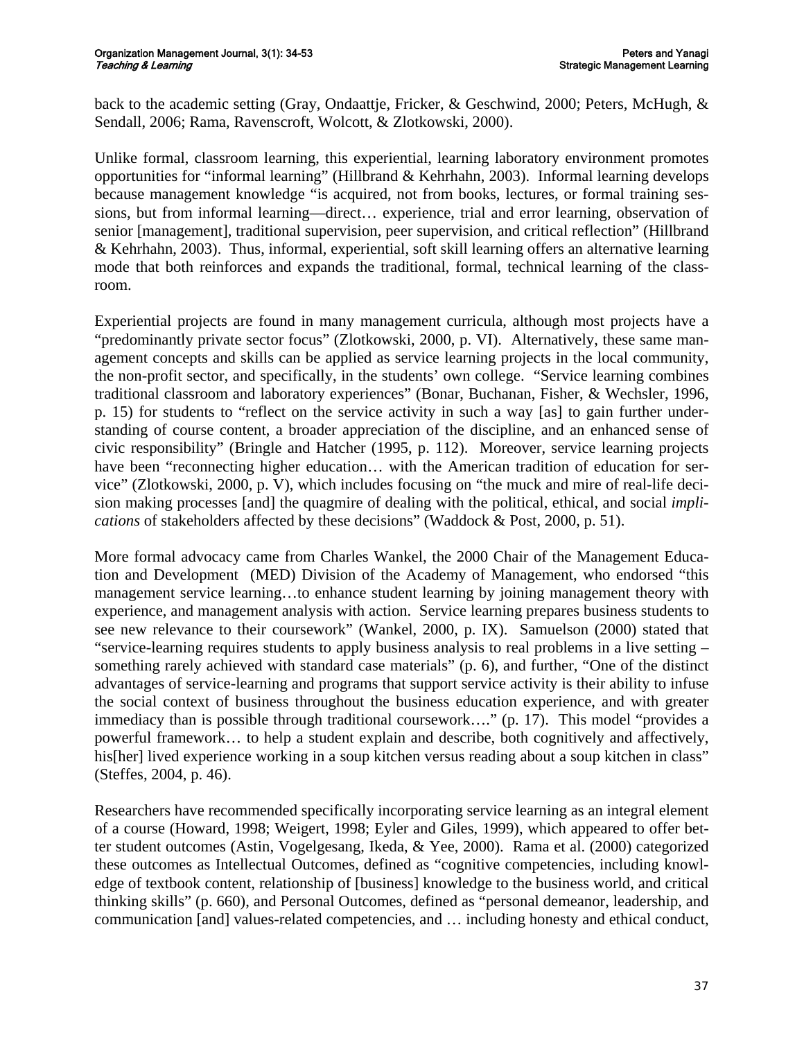back to the academic setting (Gray, Ondaattje, Fricker, & Geschwind, 2000; Peters, McHugh, & Sendall, 2006; Rama, Ravenscroft, Wolcott, & Zlotkowski, 2000).

Unlike formal, classroom learning, this experiential, learning laboratory environment promotes opportunities for "informal learning" (Hillbrand & Kehrhahn, 2003). Informal learning develops because management knowledge "is acquired, not from books, lectures, or formal training sessions, but from informal learning—direct… experience, trial and error learning, observation of senior [management], traditional supervision, peer supervision, and critical reflection" (Hillbrand & Kehrhahn, 2003). Thus, informal, experiential, soft skill learning offers an alternative learning mode that both reinforces and expands the traditional, formal, technical learning of the classroom.

Experiential projects are found in many management curricula, although most projects have a "predominantly private sector focus" (Zlotkowski, 2000, p. VI). Alternatively, these same management concepts and skills can be applied as service learning projects in the local community, the non-profit sector, and specifically, in the students' own college. "Service learning combines traditional classroom and laboratory experiences" (Bonar, Buchanan, Fisher, & Wechsler, 1996, p. 15) for students to "reflect on the service activity in such a way [as] to gain further understanding of course content, a broader appreciation of the discipline, and an enhanced sense of civic responsibility" (Bringle and Hatcher (1995, p. 112). Moreover, service learning projects have been "reconnecting higher education… with the American tradition of education for service" (Zlotkowski, 2000, p. V), which includes focusing on "the muck and mire of real-life decision making processes [and] the quagmire of dealing with the political, ethical, and social *implications* of stakeholders affected by these decisions" (Waddock & Post, 2000, p. 51).

More formal advocacy came from Charles Wankel, the 2000 Chair of the Management Education and Development (MED) Division of the Academy of Management, who endorsed "this management service learning…to enhance student learning by joining management theory with experience, and management analysis with action. Service learning prepares business students to see new relevance to their coursework" (Wankel, 2000, p. IX). Samuelson (2000) stated that "service-learning requires students to apply business analysis to real problems in a live setting – something rarely achieved with standard case materials" (p. 6), and further, "One of the distinct advantages of service-learning and programs that support service activity is their ability to infuse the social context of business throughout the business education experience, and with greater immediacy than is possible through traditional coursework…." (p. 17). This model "provides a powerful framework… to help a student explain and describe, both cognitively and affectively, his[her] lived experience working in a soup kitchen versus reading about a soup kitchen in class" (Steffes, 2004, p. 46).

Researchers have recommended specifically incorporating service learning as an integral element of a course (Howard, 1998; Weigert, 1998; Eyler and Giles, 1999), which appeared to offer better student outcomes (Astin, Vogelgesang, Ikeda, & Yee, 2000). Rama et al. (2000) categorized these outcomes as Intellectual Outcomes, defined as "cognitive competencies, including knowledge of textbook content, relationship of [business] knowledge to the business world, and critical thinking skills" (p. 660), and Personal Outcomes, defined as "personal demeanor, leadership, and communication [and] values-related competencies, and … including honesty and ethical conduct,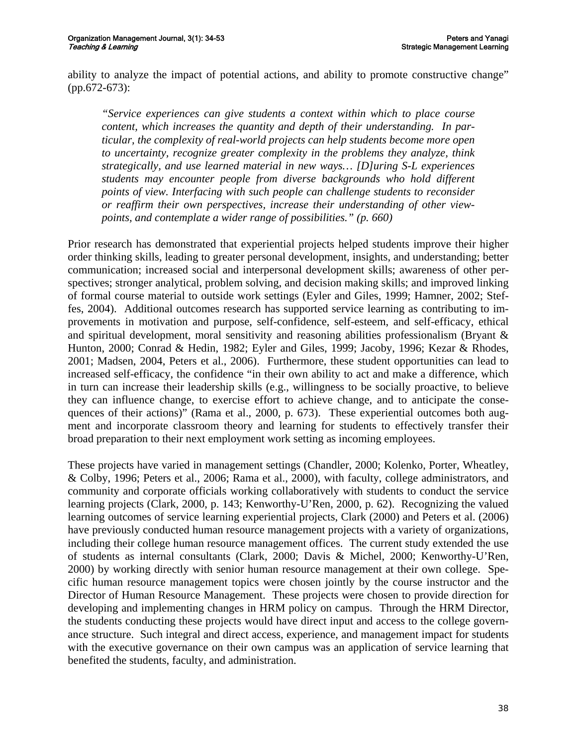ability to analyze the impact of potential actions, and ability to promote constructive change" (pp.672-673):

> *"Service experiences can give students a context within which to place course content, which increases the quantity and depth of their understanding. In particular, the complexity of real-world projects can help students become more open to uncertainty, recognize greater complexity in the problems they analyze, think strategically, and use learned material in new ways… [D]uring S-L experiences students may encounter people from diverse backgrounds who hold different points of view. Interfacing with such people can challenge students to reconsider or reaffirm their own perspectives, increase their understanding of other viewpoints, and contemplate a wider range of possibilities." (p. 660)*

Prior research has demonstrated that experiential projects helped students improve their higher order thinking skills, leading to greater personal development, insights, and understanding; better communication; increased social and interpersonal development skills; awareness of other perspectives; stronger analytical, problem solving, and decision making skills; and improved linking of formal course material to outside work settings (Eyler and Giles, 1999; Hamner, 2002; Steffes, 2004). Additional outcomes research has supported service learning as contributing to improvements in motivation and purpose, self-confidence, self-esteem, and self-efficacy, ethical and spiritual development, moral sensitivity and reasoning abilities professionalism (Bryant & Hunton, 2000; Conrad & Hedin, 1982; Eyler and Giles, 1999; Jacoby, 1996; Kezar & Rhodes, 2001; Madsen, 2004, Peters et al., 2006). Furthermore, these student opportunities can lead to increased self-efficacy, the confidence "in their own ability to act and make a difference, which in turn can increase their leadership skills (e.g., willingness to be socially proactive, to believe they can influence change, to exercise effort to achieve change, and to anticipate the consequences of their actions)" (Rama et al., 2000, p. 673). These experiential outcomes both augment and incorporate classroom theory and learning for students to effectively transfer their broad preparation to their next employment work setting as incoming employees.

These projects have varied in management settings (Chandler, 2000; Kolenko, Porter, Wheatley, & Colby, 1996; Peters et al., 2006; Rama et al., 2000), with faculty, college administrators, and community and corporate officials working collaboratively with students to conduct the service learning projects (Clark, 2000, p. 143; Kenworthy-U'Ren, 2000, p. 62). Recognizing the valued learning outcomes of service learning experiential projects, Clark (2000) and Peters et al. (2006) have previously conducted human resource management projects with a variety of organizations, including their college human resource management offices. The current study extended the use of students as internal consultants (Clark, 2000; Davis & Michel, 2000; Kenworthy-U'Ren, 2000) by working directly with senior human resource management at their own college. Specific human resource management topics were chosen jointly by the course instructor and the Director of Human Resource Management. These projects were chosen to provide direction for developing and implementing changes in HRM policy on campus. Through the HRM Director, the students conducting these projects would have direct input and access to the college governance structure. Such integral and direct access, experience, and management impact for students with the executive governance on their own campus was an application of service learning that benefited the students, faculty, and administration.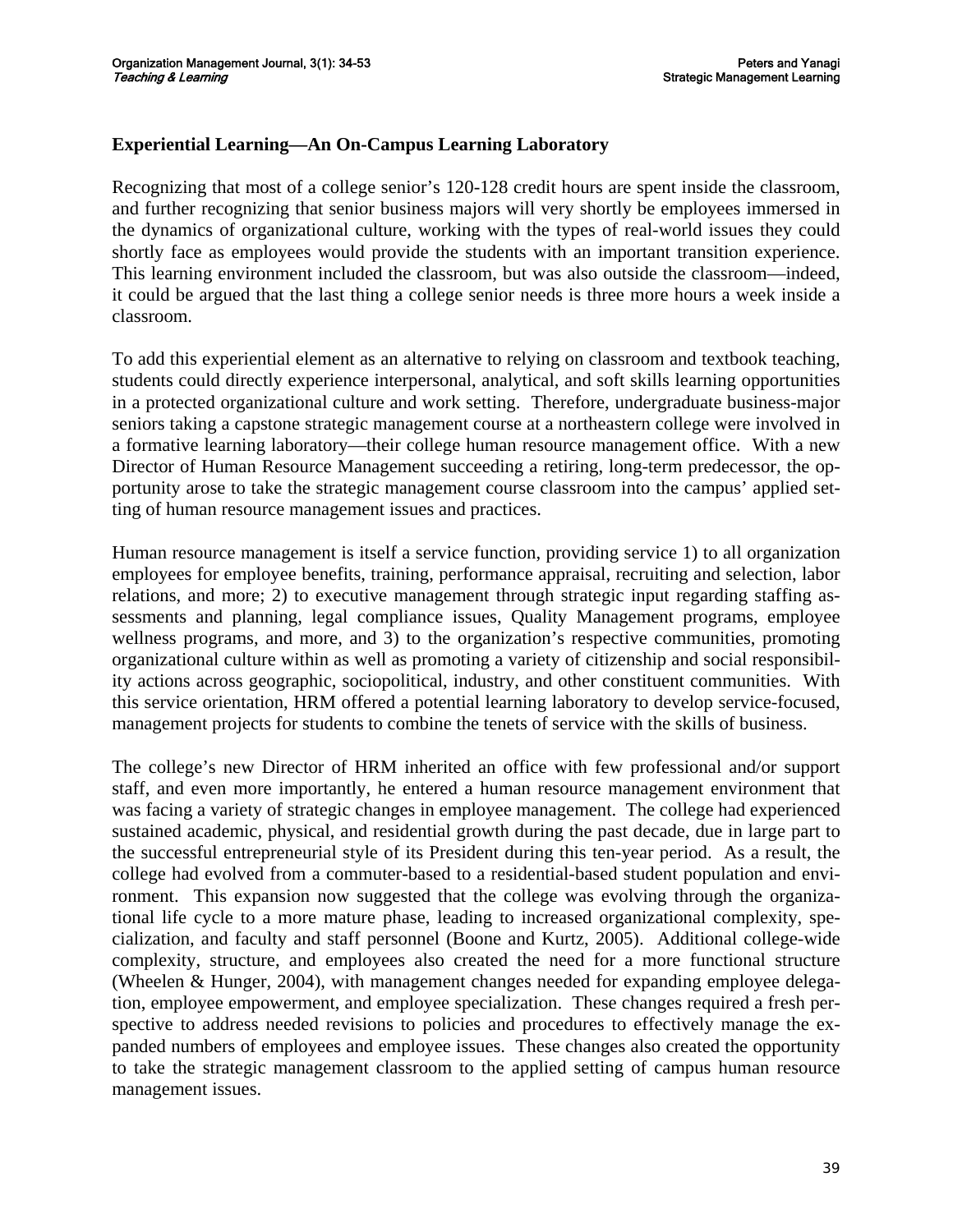### Experiential Learning—An On-Campus Learning Laboratory

Recognizing that most of a college senior's 120-128 credit hours are spent inside the classroom, and further recognizing that senior business majors will very shortly be employees immersed in the dynamics of organizational culture, working with the types of real-world issues they could shortly face as employees would provide the students with an important transition experience. This learning environment included the classroom, but was also outside the classroom—indeed, it could be argued that the last thing a college senior needs is three more hours a week inside a classroom.

To add this experiential element as an alternative to relying on classroom and textbook teaching, students could directly experience interpersonal, analytical, and soft skills learning opportunities in a protected organizational culture and work setting. Therefore, undergraduate business-major seniors taking a capstone strategic management course at a northeastern college were involved in a formative learning laboratory—their college human resource management office. With a new Director of Human Resource Management succeeding a retiring, long-term predecessor, the opportunity arose to take the strategic management course classroom into the campus' applied setting of human resource management issues and practices.

Human resource management is itself a service function, providing service 1) to all organization employees for employee benefits, training, performance appraisal, recruiting and selection, labor relations, and more; 2) to executive management through strategic input regarding staffing assessments and planning, legal compliance issues, Quality Management programs, employee wellness programs, and more, and 3) to the organization's respective communities, promoting organizational culture within as well as promoting a variety of citizenship and social responsibility actions across geographic, sociopolitical, industry, and other constituent communities. With this service orientation, HRM offered a potential learning laboratory to develop service-focused, management projects for students to combine the tenets of service with the skills of business.

The college's new Director of HRM inherited an office with few professional and/or support staff, and even more importantly, he entered a human resource management environment that was facing a variety of strategic changes in employee management. The college had experienced sustained academic, physical, and residential growth during the past decade, due in large part to the successful entrepreneurial style of its President during this ten-year period. As a result, the college had evolved from a commuter-based to a residential-based student population and environment. This expansion now suggested that the college was evolving through the organizational life cycle to a more mature phase, leading to increased organizational complexity, specialization, and faculty and staff personnel (Boone and Kurtz, 2005). Additional college-wide complexity, structure, and employees also created the need for a more functional structure (Wheelen & Hunger, 2004), with management changes needed for expanding employee delegation, employee empowerment, and employee specialization. These changes required a fresh perspective to address needed revisions to policies and procedures to effectively manage the expanded numbers of employees and employee issues. These changes also created the opportunity to take the strategic management classroom to the applied setting of campus human resource management issues.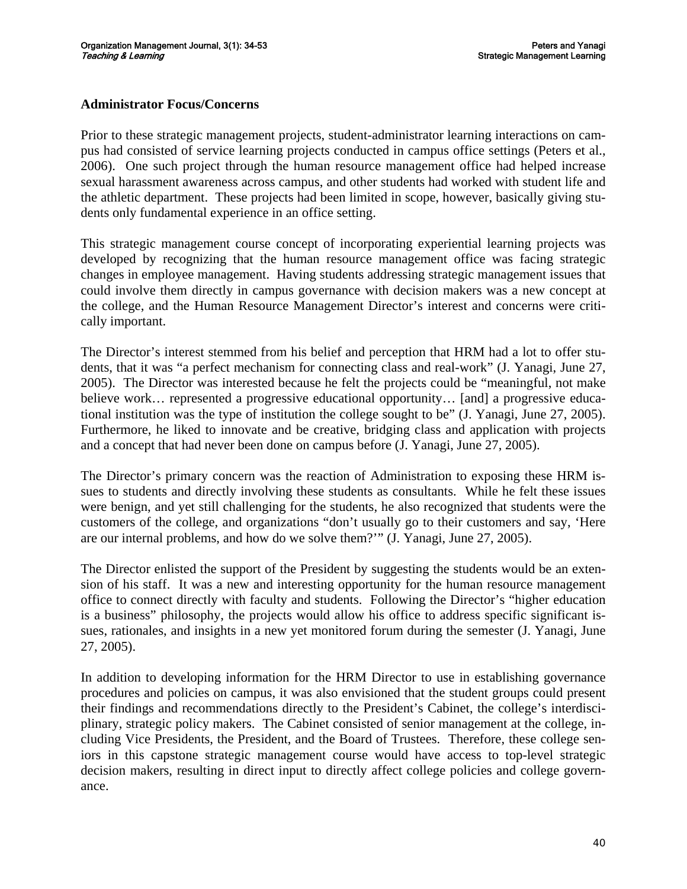### Administrator Focus/Concerns

Prior to these strategic management projects, student-administrator learning interactions on campus had consisted of service learning projects conducted in campus office settings (Peters et al., 2006). One such project through the human resource management office had helped increase sexual harassment awareness across campus, and other students had worked with student life and the athletic department. These projects had been limited in scope, however, basically giving students only fundamental experience in an office setting.

This strategic management course concept of incorporating experiential learning projects was developed by recognizing that the human resource management office was facing strategic changes in employee management. Having students addressing strategic management issues that could involve them directly in campus governance with decision makers was a new concept at the college, and the Human Resource Management Director's interest and concerns were critically important.

The Director's interest stemmed from his belief and perception that HRM had a lot to offer students, that it was "a perfect mechanism for connecting class and real-work" (J. Yanagi, June 27, 2005). The Director was interested because he felt the projects could be "meaningful, not make believe work… represented a progressive educational opportunity… [and] a progressive educational institution was the type of institution the college sought to be" (J. Yanagi, June 27, 2005). Furthermore, he liked to innovate and be creative, bridging class and application with projects and a concept that had never been done on campus before (J. Yanagi, June 27, 2005).

The Director's primary concern was the reaction of Administration to exposing these HRM issues to students and directly involving these students as consultants. While he felt these issues were benign, and yet still challenging for the students, he also recognized that students were the customers of the college, and organizations "don't usually go to their customers and say, 'Here are our internal problems, and how do we solve them?'" (J. Yanagi, June 27, 2005).

The Director enlisted the support of the President by suggesting the students would be an extension of his staff. It was a new and interesting opportunity for the human resource management office to connect directly with faculty and students. Following the Director's "higher education is a business" philosophy, the projects would allow his office to address specific significant issues, rationales, and insights in a new yet monitored forum during the semester (J. Yanagi, June 27, 2005).

In addition to developing information for the HRM Director to use in establishing governance procedures and policies on campus, it was also envisioned that the student groups could present their findings and recommendations directly to the President's Cabinet, the college's interdisciplinary, strategic policy makers. The Cabinet consisted of senior management at the college, including Vice Presidents, the President, and the Board of Trustees. Therefore, these college seniors in this capstone strategic management course would have access to top-level strategic decision makers, resulting in direct input to directly affect college policies and college governance.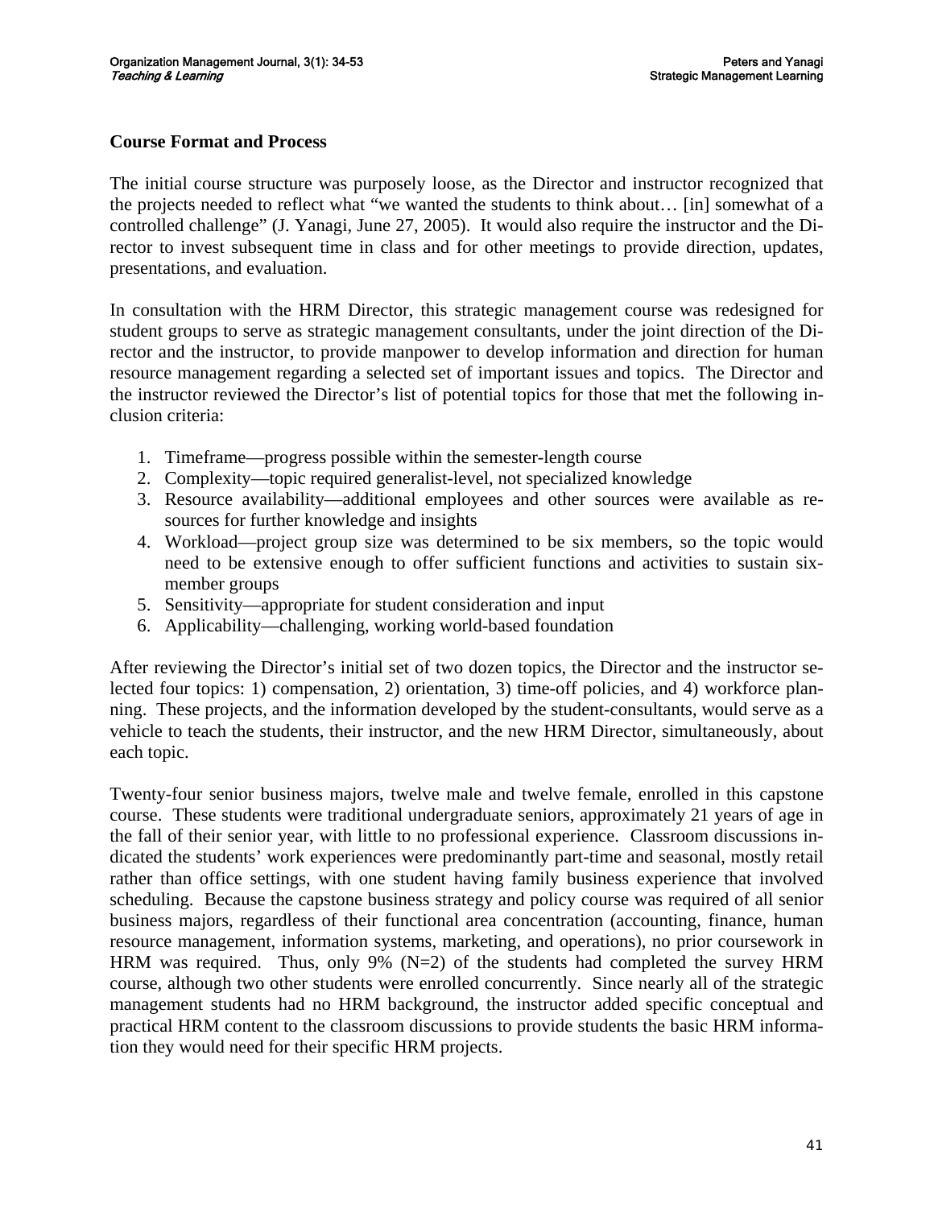## Course Format and Process

The initial course structure was purposely loose, as the Director and instructor recognized that the projects needed to reflect what "we wanted the students to think about… [in] somewhat of a controlled challenge" (J. Yanagi, June 27, 2005). It would also require the instructor and the Director to invest subsequent time in class and for other meetings to provide direction, updates, presentations, and evaluation.

In consultation with the HRM Director, this strategic management course was redesigned for student groups to serve as strategic management consultants, under the joint direction of the Director and the instructor, to provide manpower to develop information and direction for human resource management regarding a selected set of important issues and topics. The Director and the instructor reviewed the Director's list of potential topics for those that met the following inclusion criteria:

1. Timeframe—progress possible within the semester-length course
2. Complexity—topic required generalist-level, not specialized knowledge
3. Resource availability—additional employees and other sources were available as resources for further knowledge and insights
4. Workload—project group size was determined to be six members, so the topic would need to be extensive enough to offer sufficient functions and activities to sustain six-member groups
5. Sensitivity—appropriate for student consideration and input
6. Applicability—challenging, working world-based foundation

After reviewing the Director's initial set of two dozen topics, the Director and the instructor selected four topics: 1) compensation, 2) orientation, 3) time-off policies, and 4) workforce planning. These projects, and the information developed by the student-consultants, would serve as a vehicle to teach the students, their instructor, and the new HRM Director, simultaneously, about each topic.

Twenty-four senior business majors, twelve male and twelve female, enrolled in this capstone course. These students were traditional undergraduate seniors, approximately 21 years of age in the fall of their senior year, with little to no professional experience. Classroom discussions indicated the students' work experiences were predominantly part-time and seasonal, mostly retail rather than office settings, with one student having family business experience that involved scheduling. Because the capstone business strategy and policy course was required of all senior business majors, regardless of their functional area concentration (accounting, finance, human resource management, information systems, marketing, and operations), no prior coursework in HRM was required. Thus, only 9% (N=2) of the students had completed the survey HRM course, although two other students were enrolled concurrently. Since nearly all of the strategic management students had no HRM background, the instructor added specific conceptual and practical HRM content to the classroom discussions to provide students the basic HRM information they would need for their specific HRM projects.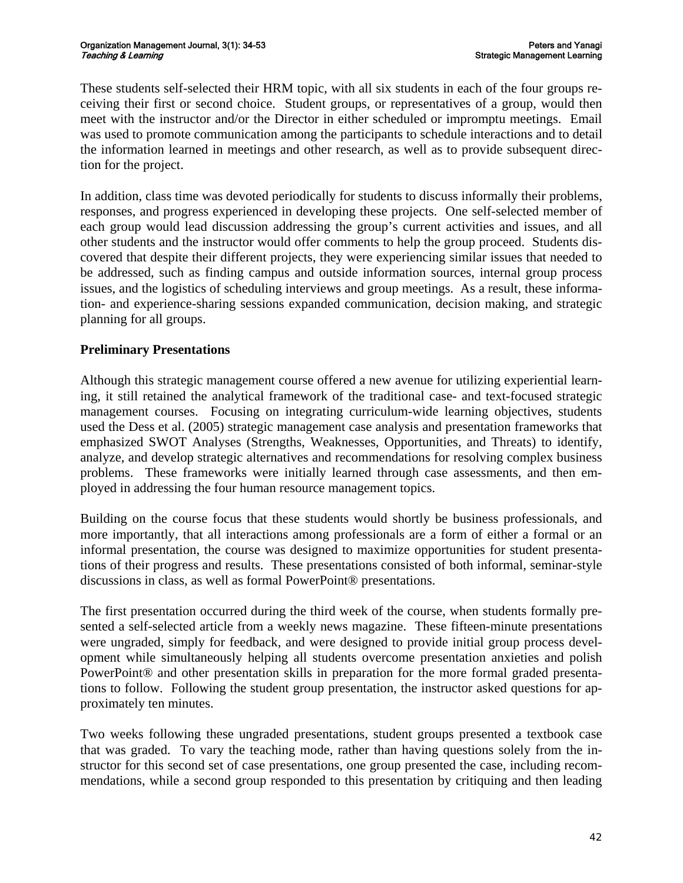These students self-selected their HRM topic, with all six students in each of the four groups receiving their first or second choice. Student groups, or representatives of a group, would then meet with the instructor and/or the Director in either scheduled or impromptu meetings. Email was used to promote communication among the participants to schedule interactions and to detail the information learned in meetings and other research, as well as to provide subsequent direction for the project.

In addition, class time was devoted periodically for students to discuss informally their problems, responses, and progress experienced in developing these projects. One self-selected member of each group would lead discussion addressing the group's current activities and issues, and all other students and the instructor would offer comments to help the group proceed. Students discovered that despite their different projects, they were experiencing similar issues that needed to be addressed, such as finding campus and outside information sources, internal group process issues, and the logistics of scheduling interviews and group meetings. As a result, these information- and experience-sharing sessions expanded communication, decision making, and strategic planning for all groups.

**Preliminary Presentations**

Although this strategic management course offered a new avenue for utilizing experiential learning, it still retained the analytical framework of the traditional case- and text-focused strategic management courses. Focusing on integrating curriculum-wide learning objectives, students used the Dess et al. (2005) strategic management case analysis and presentation frameworks that emphasized SWOT Analyses (Strengths, Weaknesses, Opportunities, and Threats) to identify, analyze, and develop strategic alternatives and recommendations for resolving complex business problems. These frameworks were initially learned through case assessments, and then employed in addressing the four human resource management topics.

Building on the course focus that these students would shortly be business professionals, and more importantly, that all interactions among professionals are a form of either a formal or an informal presentation, the course was designed to maximize opportunities for student presentations of their progress and results. These presentations consisted of both informal, seminar-style discussions in class, as well as formal PowerPoint® presentations.

The first presentation occurred during the third week of the course, when students formally presented a self-selected article from a weekly news magazine. These fifteen-minute presentations were ungraded, simply for feedback, and were designed to provide initial group process development while simultaneously helping all students overcome presentation anxieties and polish PowerPoint® and other presentation skills in preparation for the more formal graded presentations to follow. Following the student group presentation, the instructor asked questions for approximately ten minutes.

Two weeks following these ungraded presentations, student groups presented a textbook case that was graded. To vary the teaching mode, rather than having questions solely from the instructor for this second set of case presentations, one group presented the case, including recommendations, while a second group responded to this presentation by critiquing and then leading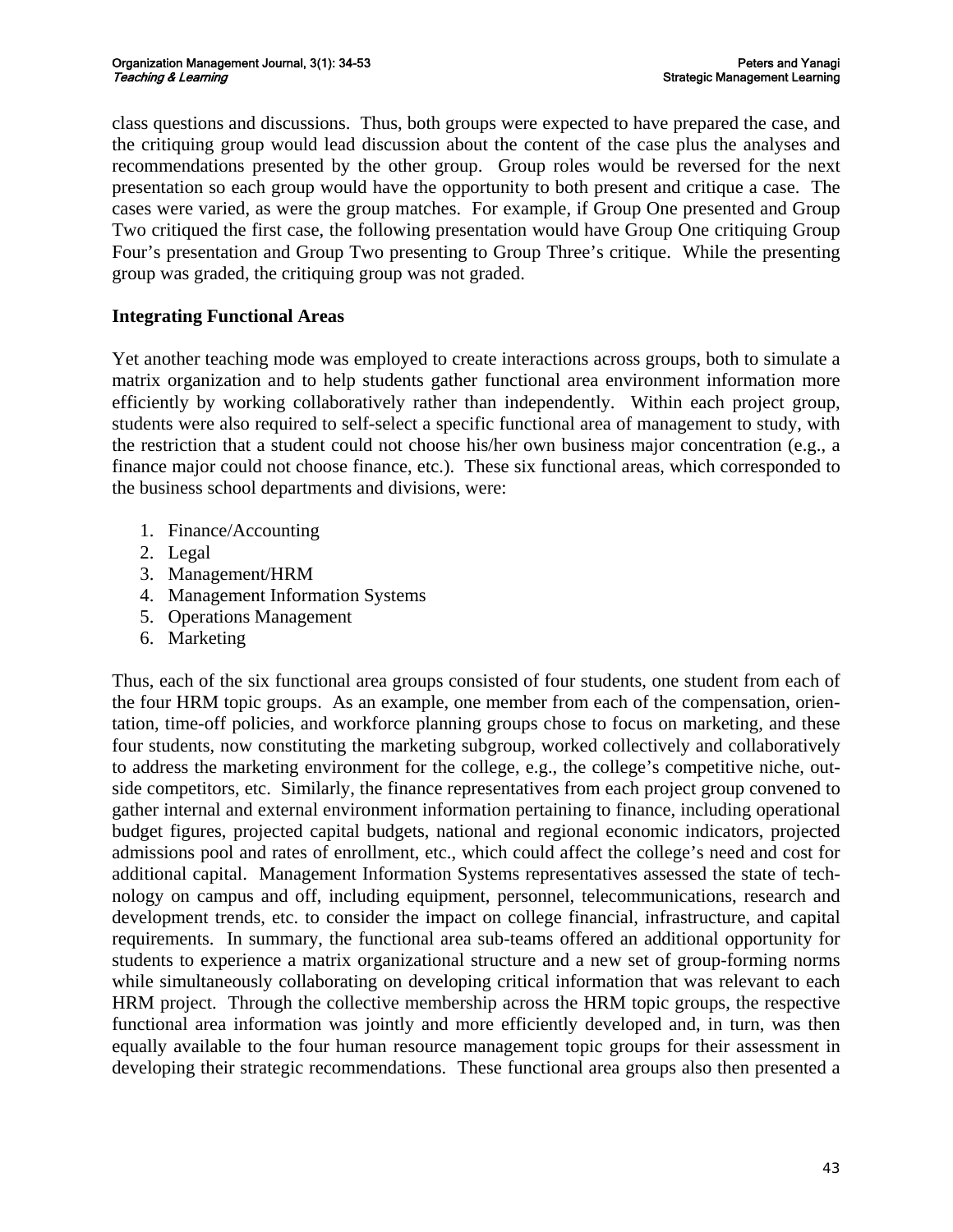class questions and discussions. Thus, both groups were expected to have prepared the case, and the critiquing group would lead discussion about the content of the case plus the analyses and recommendations presented by the other group. Group roles would be reversed for the next presentation so each group would have the opportunity to both present and critique a case. The cases were varied, as were the group matches. For example, if Group One presented and Group Two critiqued the first case, the following presentation would have Group One critiquing Group Four's presentation and Group Two presenting to Group Three's critique. While the presenting group was graded, the critiquing group was not graded.

**Integrating Functional Areas**

Yet another teaching mode was employed to create interactions across groups, both to simulate a matrix organization and to help students gather functional area environment information more efficiently by working collaboratively rather than independently. Within each project group, students were also required to self-select a specific functional area of management to study, with the restriction that a student could not choose his/her own business major concentration (e.g., a finance major could not choose finance, etc.). These six functional areas, which corresponded to the business school departments and divisions, were:

1. Finance/Accounting
2. Legal
3. Management/HRM
4. Management Information Systems
5. Operations Management
6. Marketing

Thus, each of the six functional area groups consisted of four students, one student from each of the four HRM topic groups. As an example, one member from each of the compensation, orientation, time-off policies, and workforce planning groups chose to focus on marketing, and these four students, now constituting the marketing subgroup, worked collectively and collaboratively to address the marketing environment for the college, e.g., the college's competitive niche, outside competitors, etc. Similarly, the finance representatives from each project group convened to gather internal and external environment information pertaining to finance, including operational budget figures, projected capital budgets, national and regional economic indicators, projected admissions pool and rates of enrollment, etc., which could affect the college's need and cost for additional capital. Management Information Systems representatives assessed the state of technology on campus and off, including equipment, personnel, telecommunications, research and development trends, etc. to consider the impact on college financial, infrastructure, and capital requirements. In summary, the functional area sub-teams offered an additional opportunity for students to experience a matrix organizational structure and a new set of group-forming norms while simultaneously collaborating on developing critical information that was relevant to each HRM project. Through the collective membership across the HRM topic groups, the respective functional area information was jointly and more efficiently developed and, in turn, was then equally available to the four human resource management topic groups for their assessment in developing their strategic recommendations. These functional area groups also then presented a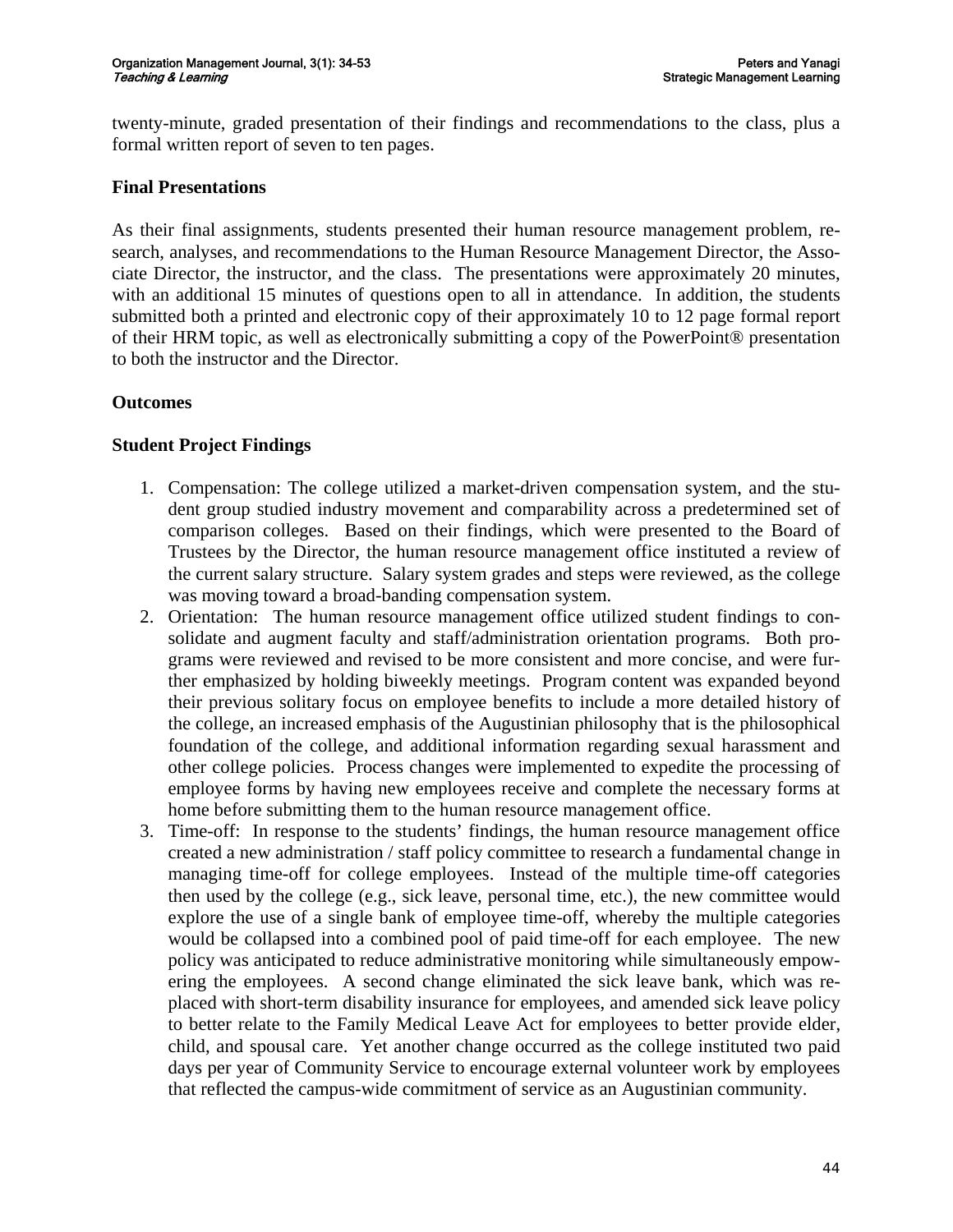twenty-minute, graded presentation of their findings and recommendations to the class, plus a formal written report of seven to ten pages.

### Final Presentations

As their final assignments, students presented their human resource management problem, research, analyses, and recommendations to the Human Resource Management Director, the Associate Director, the instructor, and the class. The presentations were approximately 20 minutes, with an additional 15 minutes of questions open to all in attendance. In addition, the students submitted both a printed and electronic copy of their approximately 10 to 12 page formal report of their HRM topic, as well as electronically submitting a copy of the PowerPoint® presentation to both the instructor and the Director.

### Outcomes

### Student Project Findings

1. Compensation: The college utilized a market-driven compensation system, and the student group studied industry movement and comparability across a predetermined set of comparison colleges. Based on their findings, which were presented to the Board of Trustees by the Director, the human resource management office instituted a review of the current salary structure. Salary system grades and steps were reviewed, as the college was moving toward a broad-banding compensation system.
2. Orientation: The human resource management office utilized student findings to consolidate and augment faculty and staff/administration orientation programs. Both programs were reviewed and revised to be more consistent and more concise, and were further emphasized by holding biweekly meetings. Program content was expanded beyond their previous solitary focus on employee benefits to include a more detailed history of the college, an increased emphasis of the Augustinian philosophy that is the philosophical foundation of the college, and additional information regarding sexual harassment and other college policies. Process changes were implemented to expedite the processing of employee forms by having new employees receive and complete the necessary forms at home before submitting them to the human resource management office.
3. Time-off: In response to the students' findings, the human resource management office created a new administration / staff policy committee to research a fundamental change in managing time-off for college employees. Instead of the multiple time-off categories then used by the college (e.g., sick leave, personal time, etc.), the new committee would explore the use of a single bank of employee time-off, whereby the multiple categories would be collapsed into a combined pool of paid time-off for each employee. The new policy was anticipated to reduce administrative monitoring while simultaneously empowering the employees. A second change eliminated the sick leave bank, which was replaced with short-term disability insurance for employees, and amended sick leave policy to better relate to the Family Medical Leave Act for employees to better provide elder, child, and spousal care. Yet another change occurred as the college instituted two paid days per year of Community Service to encourage external volunteer work by employees that reflected the campus-wide commitment of service as an Augustinian community.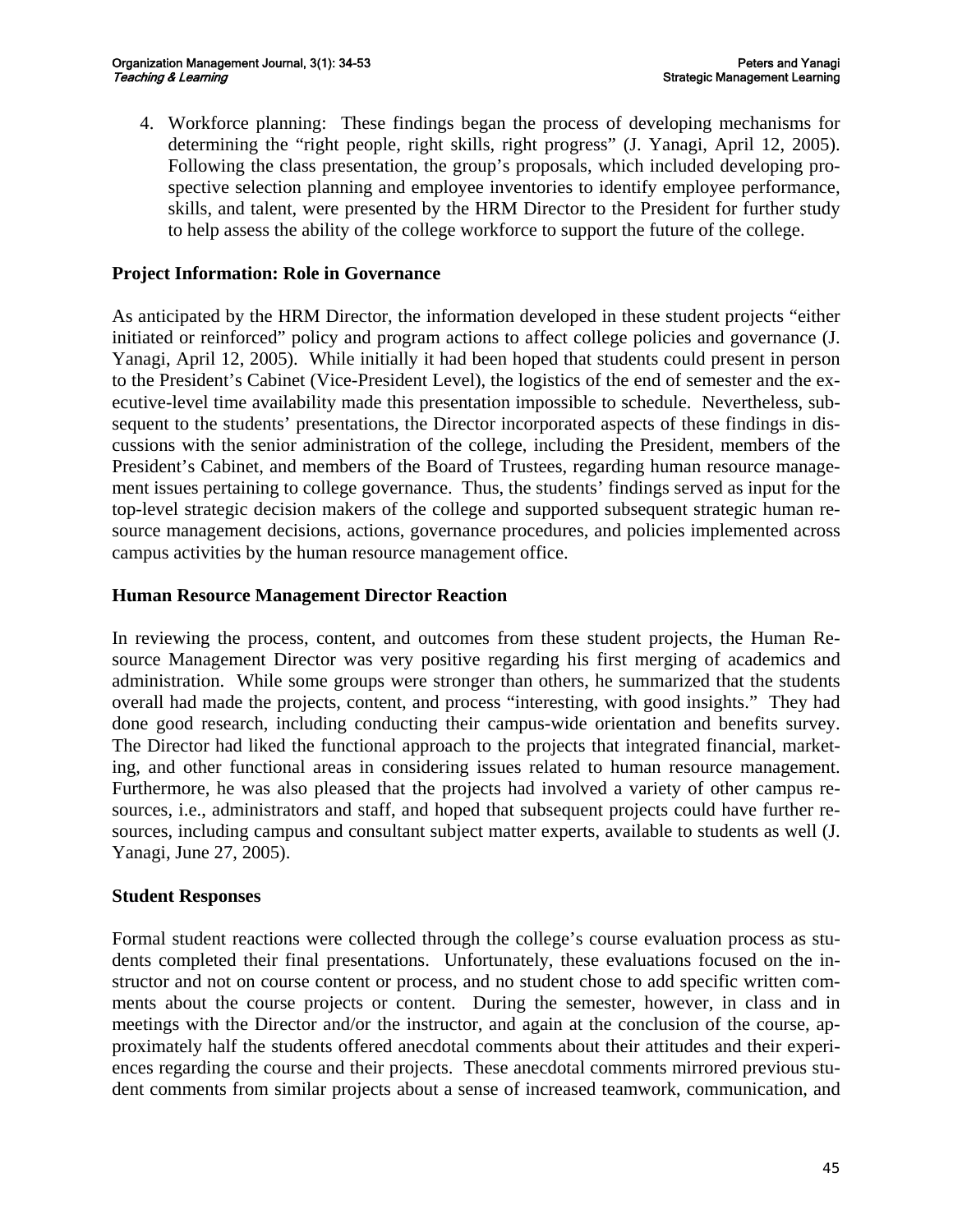4. Workforce planning: These findings began the process of developing mechanisms for determining the "right people, right skills, right progress" (J. Yanagi, April 12, 2005). Following the class presentation, the group's proposals, which included developing prospective selection planning and employee inventories to identify employee performance, skills, and talent, were presented by the HRM Director to the President for further study to help assess the ability of the college workforce to support the future of the college.

### Project Information: Role in Governance

As anticipated by the HRM Director, the information developed in these student projects "either initiated or reinforced" policy and program actions to affect college policies and governance (J. Yanagi, April 12, 2005). While initially it had been hoped that students could present in person to the President's Cabinet (Vice-President Level), the logistics of the end of semester and the executive-level time availability made this presentation impossible to schedule. Nevertheless, subsequent to the students' presentations, the Director incorporated aspects of these findings in discussions with the senior administration of the college, including the President, members of the President's Cabinet, and members of the Board of Trustees, regarding human resource management issues pertaining to college governance. Thus, the students' findings served as input for the top-level strategic decision makers of the college and supported subsequent strategic human resource management decisions, actions, governance procedures, and policies implemented across campus activities by the human resource management office.

### Human Resource Management Director Reaction

In reviewing the process, content, and outcomes from these student projects, the Human Resource Management Director was very positive regarding his first merging of academics and administration. While some groups were stronger than others, he summarized that the students overall had made the projects, content, and process "interesting, with good insights." They had done good research, including conducting their campus-wide orientation and benefits survey. The Director had liked the functional approach to the projects that integrated financial, marketing, and other functional areas in considering issues related to human resource management. Furthermore, he was also pleased that the projects had involved a variety of other campus resources, i.e., administrators and staff, and hoped that subsequent projects could have further resources, including campus and consultant subject matter experts, available to students as well (J. Yanagi, June 27, 2005).

### Student Responses

Formal student reactions were collected through the college's course evaluation process as students completed their final presentations. Unfortunately, these evaluations focused on the instructor and not on course content or process, and no student chose to add specific written comments about the course projects or content. During the semester, however, in class and in meetings with the Director and/or the instructor, and again at the conclusion of the course, approximately half the students offered anecdotal comments about their attitudes and their experiences regarding the course and their projects. These anecdotal comments mirrored previous student comments from similar projects about a sense of increased teamwork, communication, and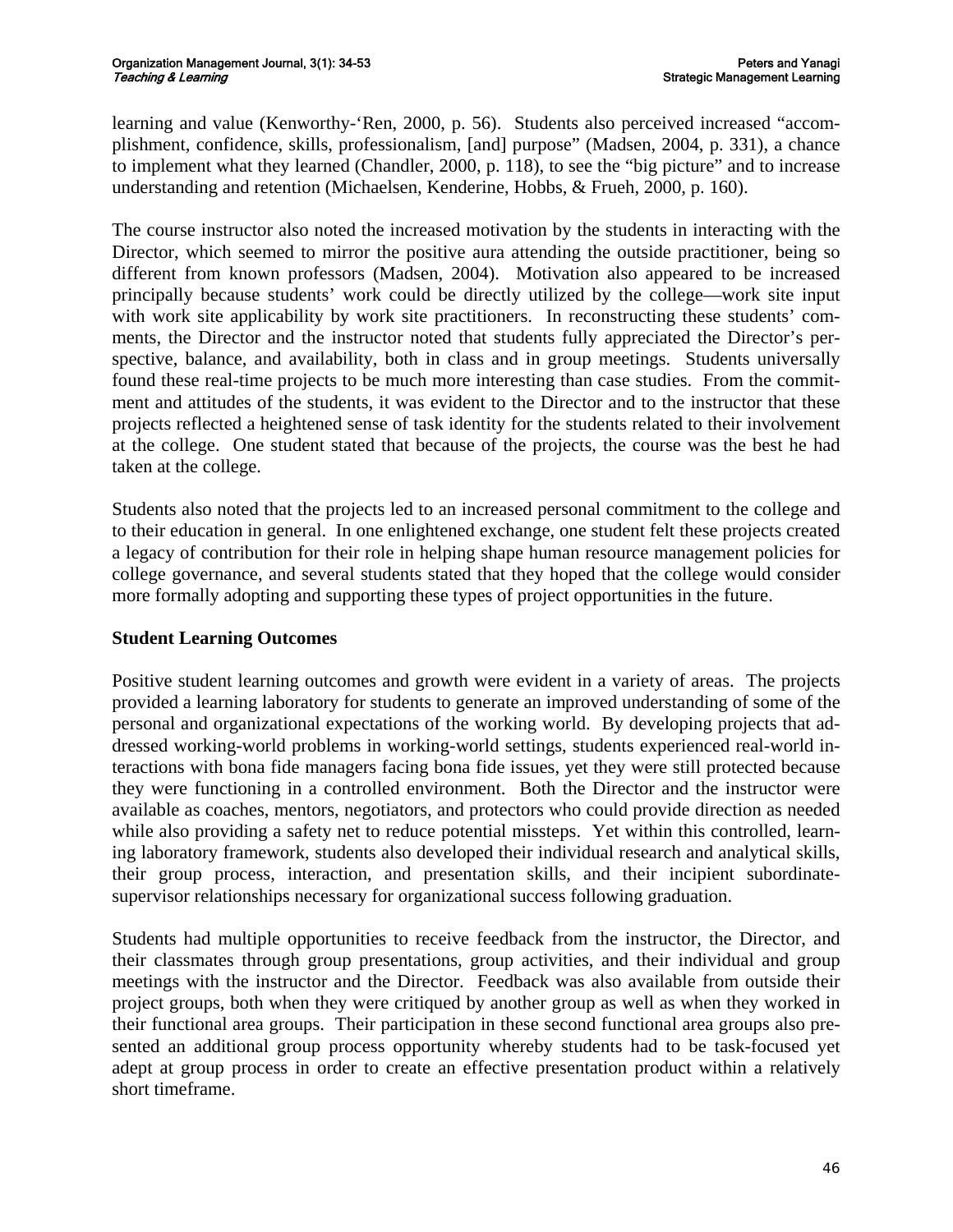learning and value (Kenworthy-'Ren, 2000, p. 56). Students also perceived increased "accomplishment, confidence, skills, professionalism, [and] purpose" (Madsen, 2004, p. 331), a chance to implement what they learned (Chandler, 2000, p. 118), to see the "big picture" and to increase understanding and retention (Michaelsen, Kenderine, Hobbs, & Frueh, 2000, p. 160).

The course instructor also noted the increased motivation by the students in interacting with the Director, which seemed to mirror the positive aura attending the outside practitioner, being so different from known professors (Madsen, 2004). Motivation also appeared to be increased principally because students' work could be directly utilized by the college—work site input with work site applicability by work site practitioners. In reconstructing these students' comments, the Director and the instructor noted that students fully appreciated the Director's perspective, balance, and availability, both in class and in group meetings. Students universally found these real-time projects to be much more interesting than case studies. From the commitment and attitudes of the students, it was evident to the Director and to the instructor that these projects reflected a heightened sense of task identity for the students related to their involvement at the college. One student stated that because of the projects, the course was the best he had taken at the college.

Students also noted that the projects led to an increased personal commitment to the college and to their education in general. In one enlightened exchange, one student felt these projects created a legacy of contribution for their role in helping shape human resource management policies for college governance, and several students stated that they hoped that the college would consider more formally adopting and supporting these types of project opportunities in the future.

### Student Learning Outcomes

Positive student learning outcomes and growth were evident in a variety of areas. The projects provided a learning laboratory for students to generate an improved understanding of some of the personal and organizational expectations of the working world. By developing projects that addressed working-world problems in working-world settings, students experienced real-world interactions with bona fide managers facing bona fide issues, yet they were still protected because they were functioning in a controlled environment. Both the Director and the instructor were available as coaches, mentors, negotiators, and protectors who could provide direction as needed while also providing a safety net to reduce potential missteps. Yet within this controlled, learning laboratory framework, students also developed their individual research and analytical skills, their group process, interaction, and presentation skills, and their incipient subordinate-supervisor relationships necessary for organizational success following graduation.

Students had multiple opportunities to receive feedback from the instructor, the Director, and their classmates through group presentations, group activities, and their individual and group meetings with the instructor and the Director. Feedback was also available from outside their project groups, both when they were critiqued by another group as well as when they worked in their functional area groups. Their participation in these second functional area groups also presented an additional group process opportunity whereby students had to be task-focused yet adept at group process in order to create an effective presentation product within a relatively short timeframe.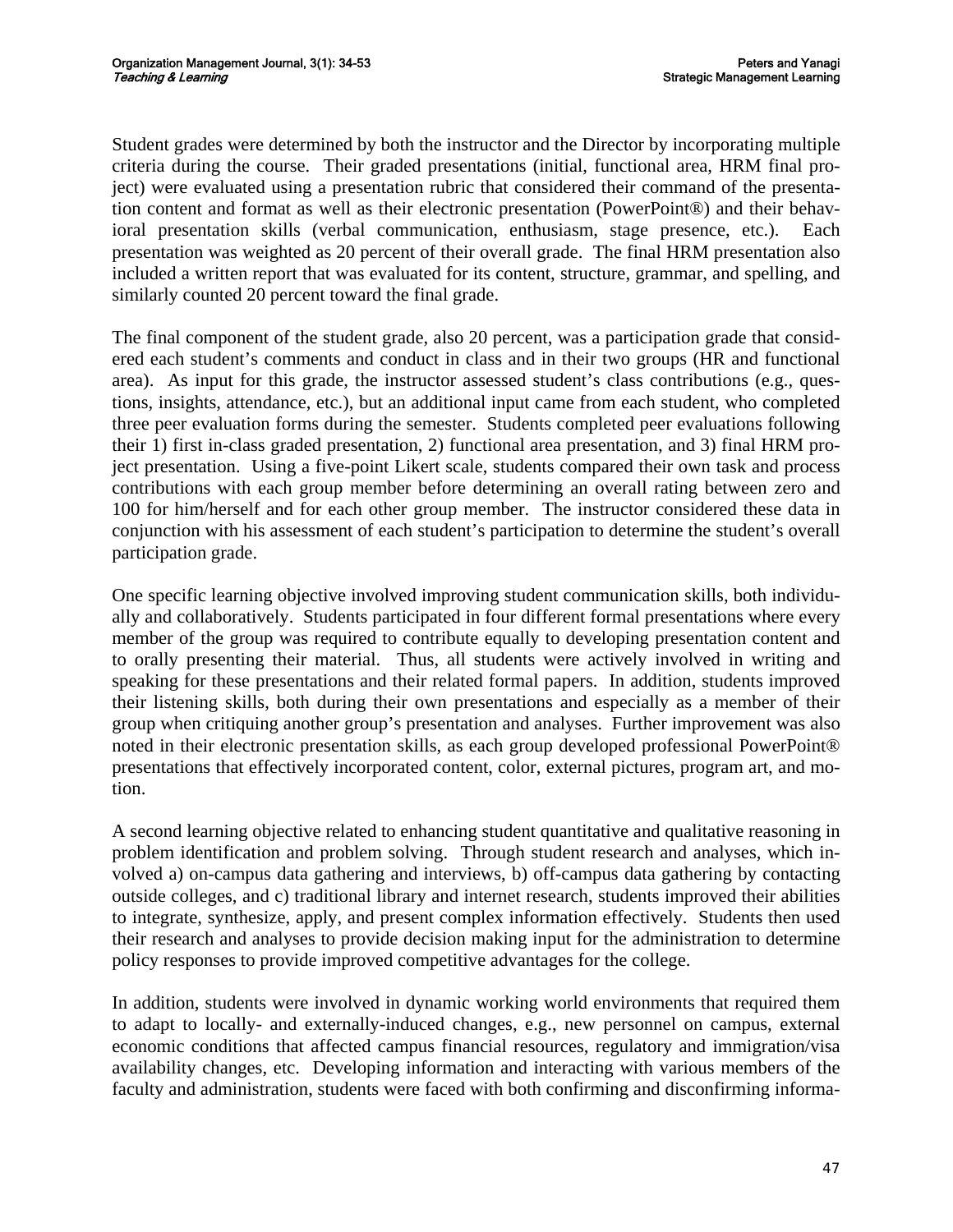Student grades were determined by both the instructor and the Director by incorporating multiple criteria during the course. Their graded presentations (initial, functional area, HRM final project) were evaluated using a presentation rubric that considered their command of the presentation content and format as well as their electronic presentation (PowerPoint®) and their behavioral presentation skills (verbal communication, enthusiasm, stage presence, etc.). Each presentation was weighted as 20 percent of their overall grade. The final HRM presentation also included a written report that was evaluated for its content, structure, grammar, and spelling, and similarly counted 20 percent toward the final grade.

The final component of the student grade, also 20 percent, was a participation grade that considered each student's comments and conduct in class and in their two groups (HR and functional area). As input for this grade, the instructor assessed student's class contributions (e.g., questions, insights, attendance, etc.), but an additional input came from each student, who completed three peer evaluation forms during the semester. Students completed peer evaluations following their 1) first in-class graded presentation, 2) functional area presentation, and 3) final HRM project presentation. Using a five-point Likert scale, students compared their own task and process contributions with each group member before determining an overall rating between zero and 100 for him/herself and for each other group member. The instructor considered these data in conjunction with his assessment of each student's participation to determine the student's overall participation grade.

One specific learning objective involved improving student communication skills, both individually and collaboratively. Students participated in four different formal presentations where every member of the group was required to contribute equally to developing presentation content and to orally presenting their material. Thus, all students were actively involved in writing and speaking for these presentations and their related formal papers. In addition, students improved their listening skills, both during their own presentations and especially as a member of their group when critiquing another group's presentation and analyses. Further improvement was also noted in their electronic presentation skills, as each group developed professional PowerPoint® presentations that effectively incorporated content, color, external pictures, program art, and motion.

A second learning objective related to enhancing student quantitative and qualitative reasoning in problem identification and problem solving. Through student research and analyses, which involved a) on-campus data gathering and interviews, b) off-campus data gathering by contacting outside colleges, and c) traditional library and internet research, students improved their abilities to integrate, synthesize, apply, and present complex information effectively. Students then used their research and analyses to provide decision making input for the administration to determine policy responses to provide improved competitive advantages for the college.

In addition, students were involved in dynamic working world environments that required them to adapt to locally- and externally-induced changes, e.g., new personnel on campus, external economic conditions that affected campus financial resources, regulatory and immigration/visa availability changes, etc. Developing information and interacting with various members of the faculty and administration, students were faced with both confirming and disconfirming informa-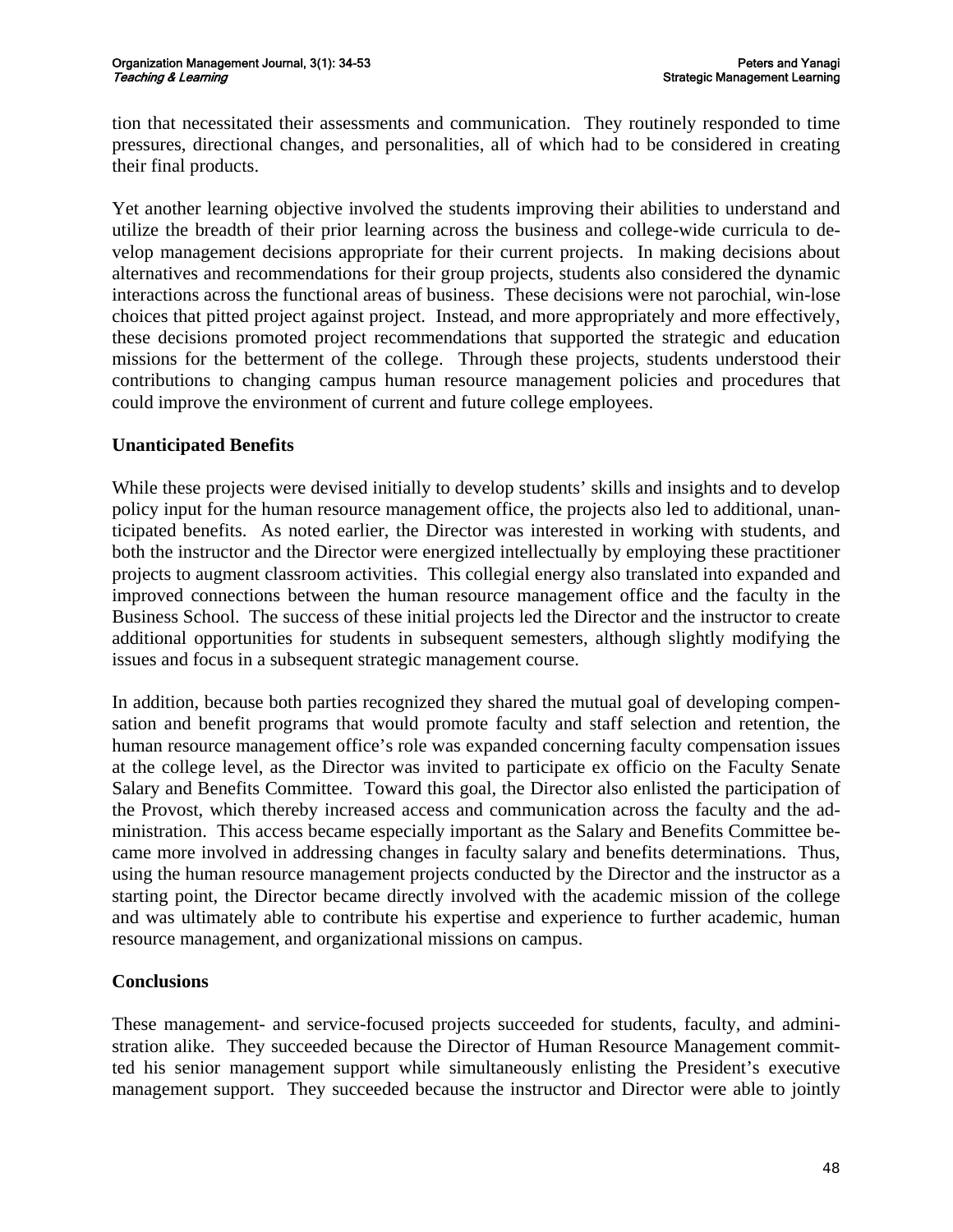tion that necessitated their assessments and communication. They routinely responded to time pressures, directional changes, and personalities, all of which had to be considered in creating their final products.

Yet another learning objective involved the students improving their abilities to understand and utilize the breadth of their prior learning across the business and college-wide curricula to develop management decisions appropriate for their current projects. In making decisions about alternatives and recommendations for their group projects, students also considered the dynamic interactions across the functional areas of business. These decisions were not parochial, win-lose choices that pitted project against project. Instead, and more appropriately and more effectively, these decisions promoted project recommendations that supported the strategic and education missions for the betterment of the college. Through these projects, students understood their contributions to changing campus human resource management policies and procedures that could improve the environment of current and future college employees.

### Unanticipated Benefits

While these projects were devised initially to develop students' skills and insights and to develop policy input for the human resource management office, the projects also led to additional, unanticipated benefits. As noted earlier, the Director was interested in working with students, and both the instructor and the Director were energized intellectually by employing these practitioner projects to augment classroom activities. This collegial energy also translated into expanded and improved connections between the human resource management office and the faculty in the Business School. The success of these initial projects led the Director and the instructor to create additional opportunities for students in subsequent semesters, although slightly modifying the issues and focus in a subsequent strategic management course.

In addition, because both parties recognized they shared the mutual goal of developing compensation and benefit programs that would promote faculty and staff selection and retention, the human resource management office's role was expanded concerning faculty compensation issues at the college level, as the Director was invited to participate ex officio on the Faculty Senate Salary and Benefits Committee. Toward this goal, the Director also enlisted the participation of the Provost, which thereby increased access and communication across the faculty and the administration. This access became especially important as the Salary and Benefits Committee became more involved in addressing changes in faculty salary and benefits determinations. Thus, using the human resource management projects conducted by the Director and the instructor as a starting point, the Director became directly involved with the academic mission of the college and was ultimately able to contribute his expertise and experience to further academic, human resource management, and organizational missions on campus.

### Conclusions

These management- and service-focused projects succeeded for students, faculty, and administration alike. They succeeded because the Director of Human Resource Management committed his senior management support while simultaneously enlisting the President's executive management support. They succeeded because the instructor and Director were able to jointly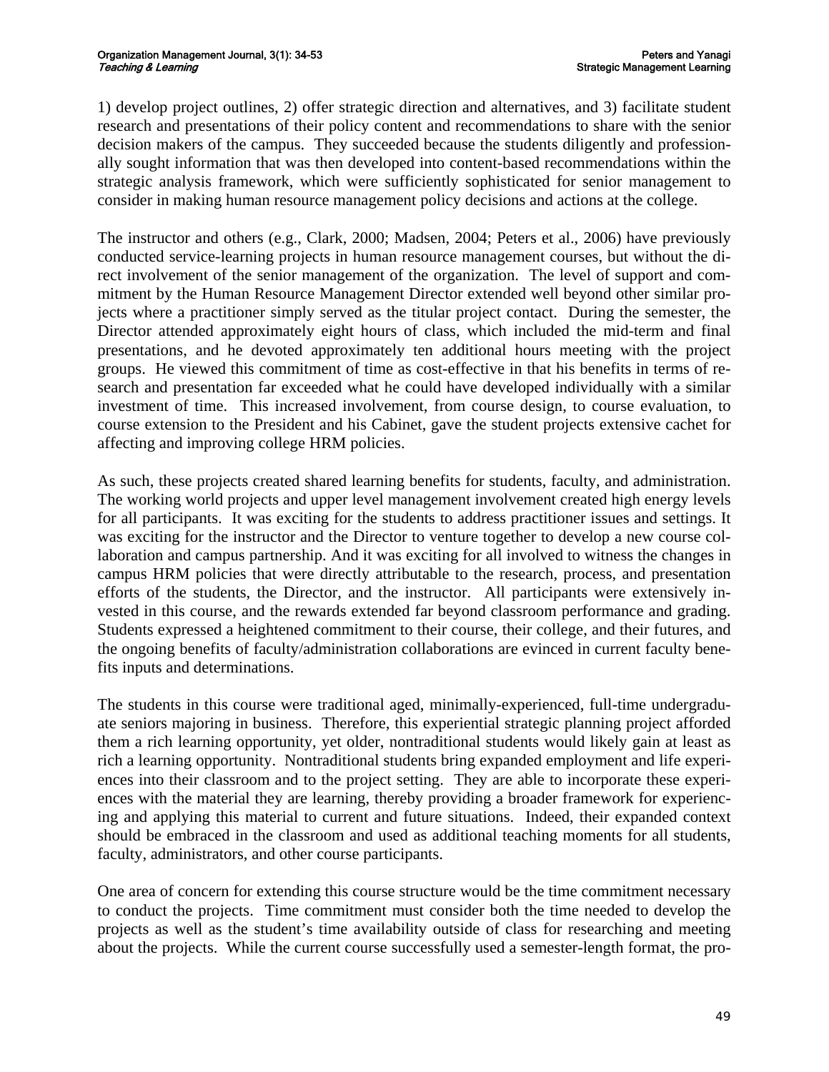1) develop project outlines, 2) offer strategic direction and alternatives, and 3) facilitate student research and presentations of their policy content and recommendations to share with the senior decision makers of the campus. They succeeded because the students diligently and professionally sought information that was then developed into content-based recommendations within the strategic analysis framework, which were sufficiently sophisticated for senior management to consider in making human resource management policy decisions and actions at the college.

The instructor and others (e.g., Clark, 2000; Madsen, 2004; Peters et al., 2006) have previously conducted service-learning projects in human resource management courses, but without the direct involvement of the senior management of the organization. The level of support and commitment by the Human Resource Management Director extended well beyond other similar projects where a practitioner simply served as the titular project contact. During the semester, the Director attended approximately eight hours of class, which included the mid-term and final presentations, and he devoted approximately ten additional hours meeting with the project groups. He viewed this commitment of time as cost-effective in that his benefits in terms of research and presentation far exceeded what he could have developed individually with a similar investment of time. This increased involvement, from course design, to course evaluation, to course extension to the President and his Cabinet, gave the student projects extensive cachet for affecting and improving college HRM policies.

As such, these projects created shared learning benefits for students, faculty, and administration. The working world projects and upper level management involvement created high energy levels for all participants. It was exciting for the students to address practitioner issues and settings. It was exciting for the instructor and the Director to venture together to develop a new course collaboration and campus partnership. And it was exciting for all involved to witness the changes in campus HRM policies that were directly attributable to the research, process, and presentation efforts of the students, the Director, and the instructor. All participants were extensively invested in this course, and the rewards extended far beyond classroom performance and grading. Students expressed a heightened commitment to their course, their college, and their futures, and the ongoing benefits of faculty/administration collaborations are evinced in current faculty benefits inputs and determinations.

The students in this course were traditional aged, minimally-experienced, full-time undergraduate seniors majoring in business. Therefore, this experiential strategic planning project afforded them a rich learning opportunity, yet older, nontraditional students would likely gain at least as rich a learning opportunity. Nontraditional students bring expanded employment and life experiences into their classroom and to the project setting. They are able to incorporate these experiences with the material they are learning, thereby providing a broader framework for experiencing and applying this material to current and future situations. Indeed, their expanded context should be embraced in the classroom and used as additional teaching moments for all students, faculty, administrators, and other course participants.

One area of concern for extending this course structure would be the time commitment necessary to conduct the projects. Time commitment must consider both the time needed to develop the projects as well as the student's time availability outside of class for researching and meeting about the projects. While the current course successfully used a semester-length format, the pro-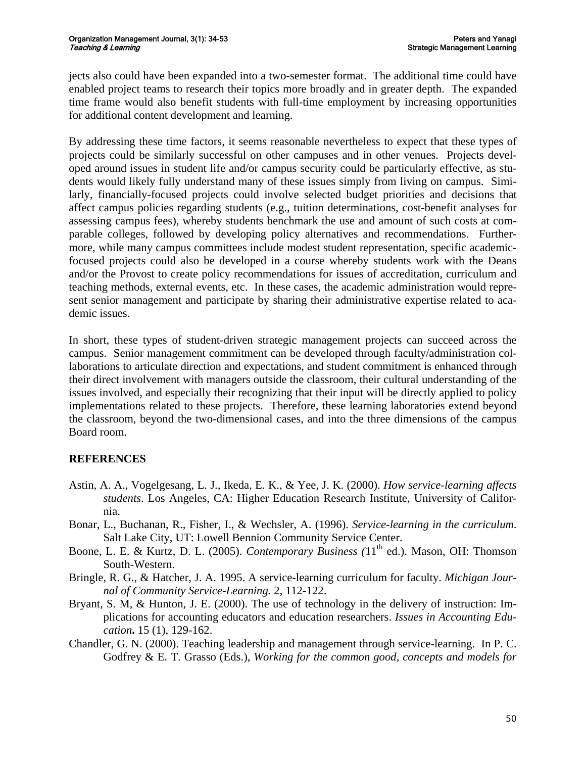jects also could have been expanded into a two-semester format. The additional time could have enabled project teams to research their topics more broadly and in greater depth. The expanded time frame would also benefit students with full-time employment by increasing opportunities for additional content development and learning.

By addressing these time factors, it seems reasonable nevertheless to expect that these types of projects could be similarly successful on other campuses and in other venues. Projects developed around issues in student life and/or campus security could be particularly effective, as students would likely fully understand many of these issues simply from living on campus. Similarly, financially-focused projects could involve selected budget priorities and decisions that affect campus policies regarding students (e.g., tuition determinations, cost-benefit analyses for assessing campus fees), whereby students benchmark the use and amount of such costs at comparable colleges, followed by developing policy alternatives and recommendations. Furthermore, while many campus committees include modest student representation, specific academic-focused projects could also be developed in a course whereby students work with the Deans and/or the Provost to create policy recommendations for issues of accreditation, curriculum and teaching methods, external events, etc. In these cases, the academic administration would represent senior management and participate by sharing their administrative expertise related to academic issues.

In short, these types of student-driven strategic management projects can succeed across the campus. Senior management commitment can be developed through faculty/administration collaborations to articulate direction and expectations, and student commitment is enhanced through their direct involvement with managers outside the classroom, their cultural understanding of the issues involved, and especially their recognizing that their input will be directly applied to policy implementations related to these projects. Therefore, these learning laboratories extend beyond the classroom, beyond the two-dimensional cases, and into the three dimensions of the campus Board room.

## REFERENCES

Astin, A. A., Vogelgesang, L. J., Ikeda, E. K., & Yee, J. K. (2000). *How service-learning affects students*. Los Angeles, CA: Higher Education Research Institute, University of California.

Bonar, L., Buchanan, R., Fisher, I., & Wechsler, A. (1996). *Service-learning in the curriculum*. Salt Lake City, UT: Lowell Bennion Community Service Center.

Boone, L. E. & Kurtz, D. L. (2005). *Contemporary Business (*11th ed.). Mason, OH: Thomson South-Western.

Bringle, R. G., & Hatcher, J. A. 1995. A service-learning curriculum for faculty. *Michigan Journal of Community Service-Learning.* 2, 112-122.

Bryant, S. M, & Hunton, J. E. (2000). The use of technology in the delivery of instruction: Implications for accounting educators and education researchers. *Issues in Accounting Education***.** 15 (1), 129-162.

Chandler, G. N. (2000). Teaching leadership and management through service-learning. In P. C. Godfrey & E. T. Grasso (Eds.), *Working for the common good, concepts and models for*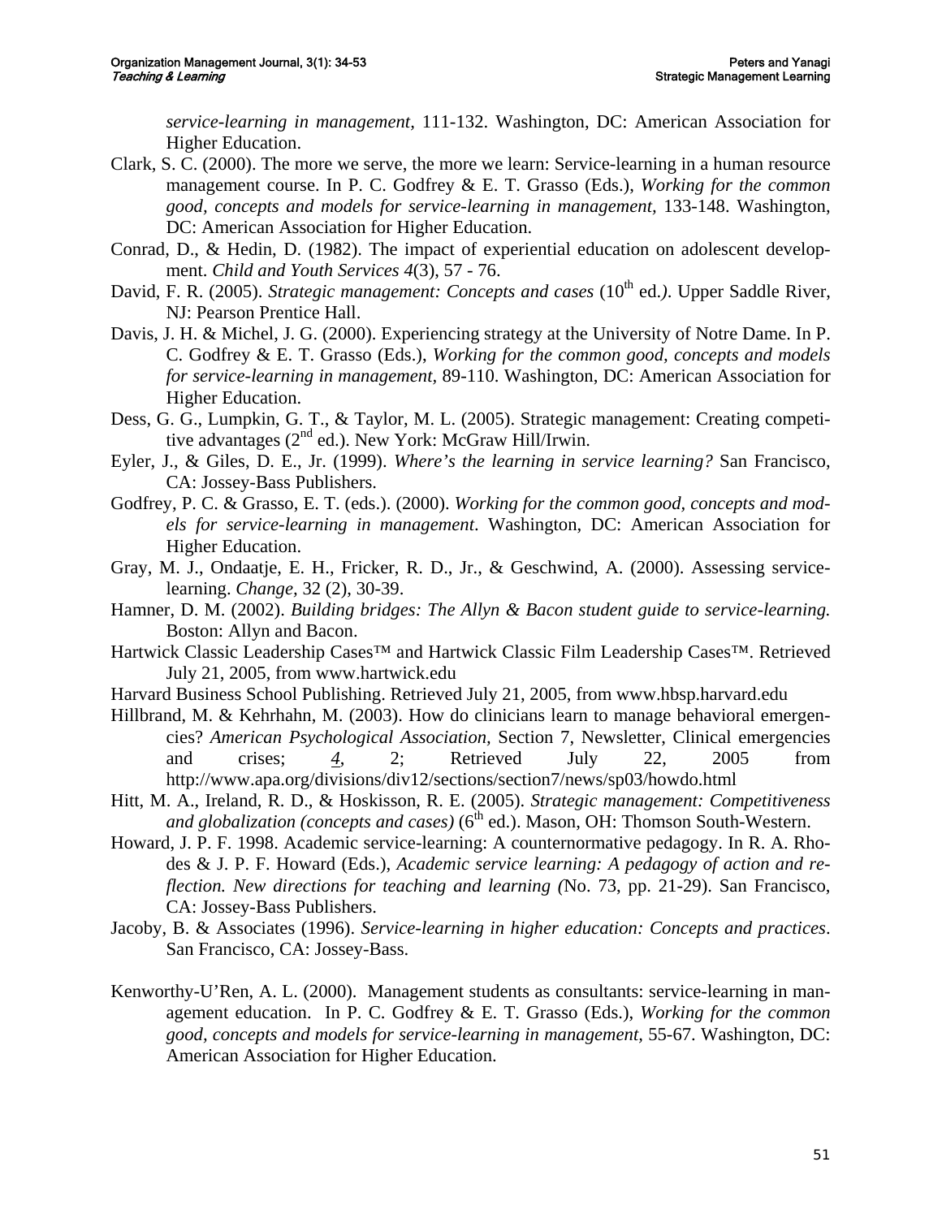*service-learning in management,* 111-132. Washington, DC: American Association for Higher Education.

Clark, S. C. (2000). The more we serve, the more we learn: Service-learning in a human resource management course. In P. C. Godfrey & E. T. Grasso (Eds.), *Working for the common good, concepts and models for service-learning in management,* 133-148. Washington, DC: American Association for Higher Education.

Conrad, D., & Hedin, D. (1982). The impact of experiential education on adolescent development. *Child and Youth Services 4*(3), 57 - 76.

David, F. R. (2005). *Strategic management: Concepts and cases* (10th ed.*)*. Upper Saddle River, NJ: Pearson Prentice Hall.

Davis, J. H. & Michel, J. G. (2000). Experiencing strategy at the University of Notre Dame. In P. C. Godfrey & E. T. Grasso (Eds.), *Working for the common good, concepts and models for service-learning in management,* 89-110. Washington, DC: American Association for Higher Education.

Dess, G. G., Lumpkin, G. T., & Taylor, M. L. (2005). Strategic management: Creating competitive advantages (2nd ed.). New York: McGraw Hill/Irwin.

Eyler, J., & Giles, D. E., Jr. (1999). *Where's the learning in service learning?* San Francisco, CA: Jossey-Bass Publishers.

Godfrey, P. C. & Grasso, E. T. (eds.). (2000). *Working for the common good, concepts and models for service-learning in management*. Washington, DC: American Association for Higher Education.

Gray, M. J., Ondaatje, E. H., Fricker, R. D., Jr., & Geschwind, A. (2000). Assessing service-learning. *Change,* 32 (2), 30-39.

Hamner, D. M. (2002). *Building bridges: The Allyn & Bacon student guide to service-learning.* Boston: Allyn and Bacon.

Hartwick Classic Leadership Cases™ and Hartwick Classic Film Leadership Cases™. Retrieved July 21, 2005, from www.hartwick.edu

Harvard Business School Publishing. Retrieved July 21, 2005, from www.hbsp.harvard.edu

Hillbrand, M. & Kehrhahn, M. (2003). How do clinicians learn to manage behavioral emergencies? *American Psychological Association,* Section 7, Newsletter, Clinical emergencies and crises; *4*, 2; Retrieved July 22, 2005 from http://www.apa.org/divisions/div12/sections/section7/news/sp03/howdo.html

Hitt, M. A., Ireland, R. D., & Hoskisson, R. E. (2005). *Strategic management: Competitiveness and globalization (concepts and cases)* (6th ed.). Mason, OH: Thomson South-Western.

Howard, J. P. F. 1998. Academic service-learning: A counternormative pedagogy. In R. A. Rhodes & J. P. F. Howard (Eds.), *Academic service learning: A pedagogy of action and reflection. New directions for teaching and learning (*No. 73, pp. 21-29). San Francisco, CA: Jossey-Bass Publishers.

Jacoby, B. & Associates (1996). *Service-learning in higher education: Concepts and practices*. San Francisco, CA: Jossey-Bass.

Kenworthy-U'Ren, A. L. (2000). Management students as consultants: service-learning in management education. In P. C. Godfrey & E. T. Grasso (Eds.), *Working for the common good, concepts and models for service-learning in management*, 55-67. Washington, DC: American Association for Higher Education.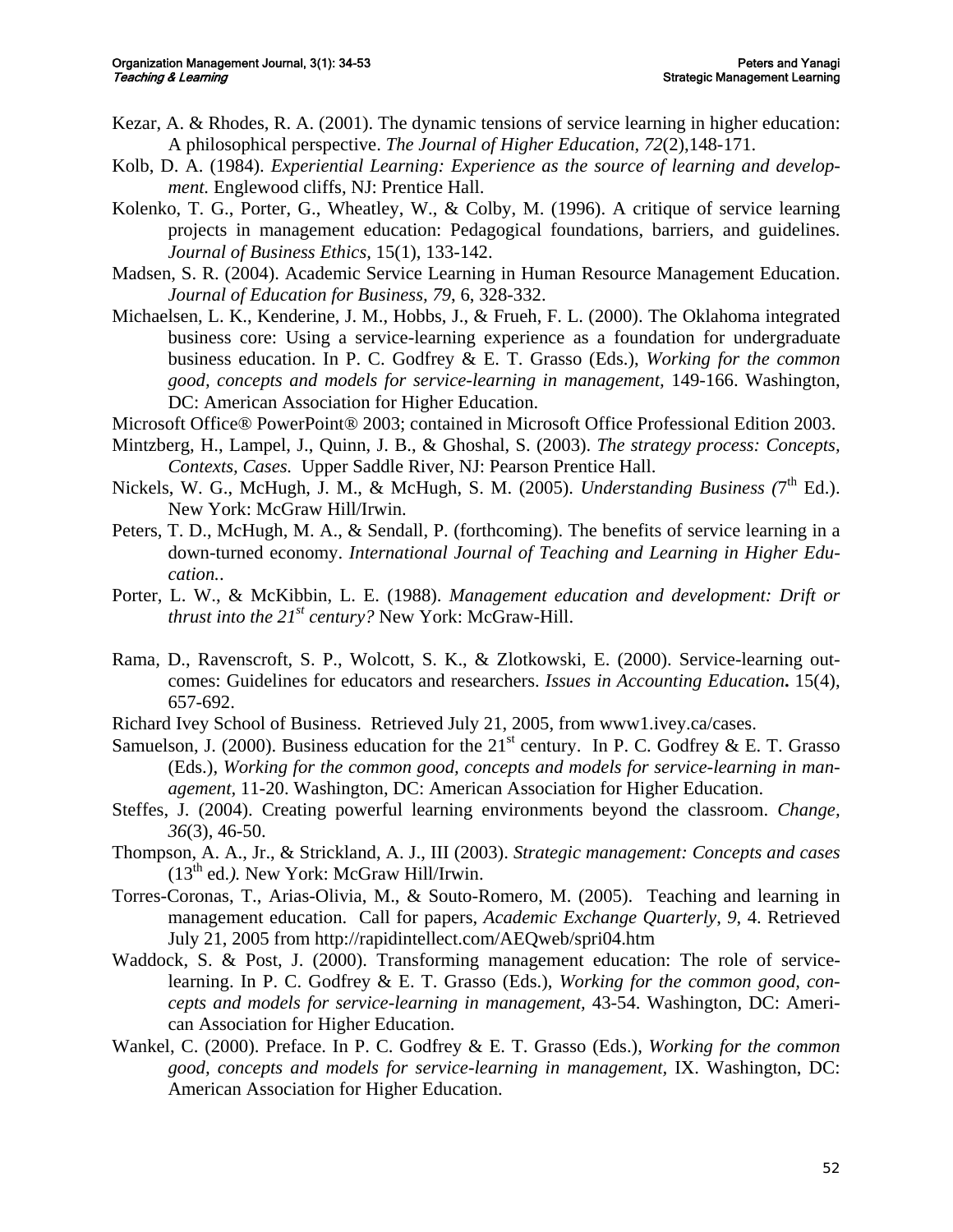Kezar, A. & Rhodes, R. A. (2001). The dynamic tensions of service learning in higher education: A philosophical perspective. *The Journal of Higher Education, 72*(2),148-171.

Kolb, D. A. (1984). *Experiential Learning: Experience as the source of learning and development.* Englewood cliffs, NJ: Prentice Hall.

Kolenko, T. G., Porter, G., Wheatley, W., & Colby, M. (1996). A critique of service learning projects in management education: Pedagogical foundations, barriers, and guidelines. *Journal of Business Ethics,* 15(1), 133-142.

Madsen, S. R. (2004). Academic Service Learning in Human Resource Management Education. *Journal of Education for Business, 79*, 6, 328-332.

Michaelsen, L. K., Kenderine, J. M., Hobbs, J., & Frueh, F. L. (2000). The Oklahoma integrated business core: Using a service-learning experience as a foundation for undergraduate business education. In P. C. Godfrey & E. T. Grasso (Eds.), *Working for the common good, concepts and models for service-learning in management,* 149-166. Washington, DC: American Association for Higher Education.

Microsoft Office® PowerPoint® 2003; contained in Microsoft Office Professional Edition 2003.

Mintzberg, H., Lampel, J., Quinn, J. B., & Ghoshal, S. (2003). *The strategy process: Concepts, Contexts, Cases.* Upper Saddle River, NJ: Pearson Prentice Hall.

Nickels, W. G., McHugh, J. M., & McHugh, S. M. (2005). *Understanding Business (*7th Ed.). New York: McGraw Hill/Irwin.

Peters, T. D., McHugh, M. A., & Sendall, P. (forthcoming). The benefits of service learning in a down-turned economy. *International Journal of Teaching and Learning in Higher Education..*

Porter, L. W., & McKibbin, L. E. (1988). *Management education and development: Drift or thrust into the 21st century?* New York: McGraw-Hill.

Rama, D., Ravenscroft, S. P., Wolcott, S. K., & Zlotkowski, E. (2000). Service-learning outcomes: Guidelines for educators and researchers. *Issues in Accounting Education***.** 15(4), 657-692.

Richard Ivey School of Business. Retrieved July 21, 2005, from www1.ivey.ca/cases.

Samuelson, J. (2000). Business education for the 21st century. In P. C. Godfrey & E. T. Grasso (Eds.), *Working for the common good, concepts and models for service-learning in management,* 11-20. Washington, DC: American Association for Higher Education.

Steffes, J. (2004). Creating powerful learning environments beyond the classroom. *Change, 36*(3), 46-50.

Thompson, A. A., Jr., & Strickland, A. J., III (2003). *Strategic management: Concepts and cases* (13th ed.*).* New York: McGraw Hill/Irwin.

Torres-Coronas, T., Arias-Olivia, M., & Souto-Romero, M. (2005). Teaching and learning in management education. Call for papers, *Academic Exchange Quarterly*, *9*, 4. Retrieved July 21, 2005 from http://rapidintellect.com/AEQweb/spri04.htm

Waddock, S. & Post, J. (2000). Transforming management education: The role of service-learning. In P. C. Godfrey & E. T. Grasso (Eds.), *Working for the common good, concepts and models for service-learning in management,* 43-54. Washington, DC: American Association for Higher Education.

Wankel, C. (2000). Preface. In P. C. Godfrey & E. T. Grasso (Eds.), *Working for the common good, concepts and models for service-learning in management,* IX. Washington, DC: American Association for Higher Education.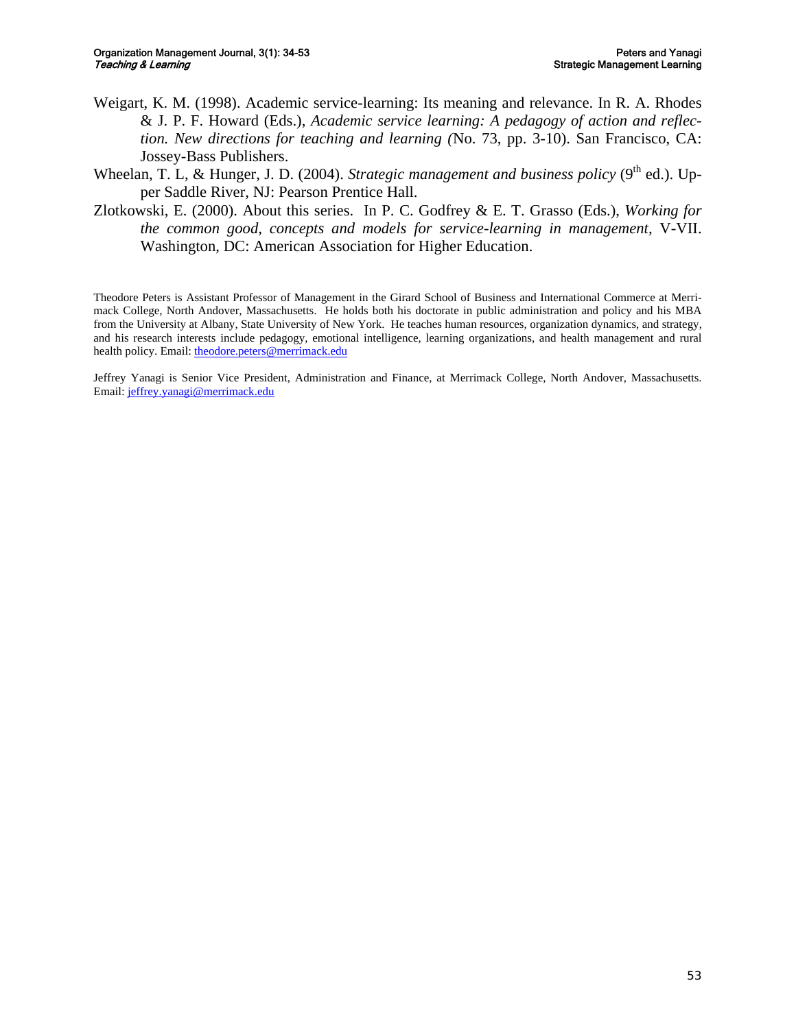Weigart, K. M. (1998). Academic service-learning: Its meaning and relevance. In R. A. Rhodes & J. P. F. Howard (Eds.), *Academic service learning: A pedagogy of action and reflection. New directions for teaching and learning (*No. 73, pp. 3-10). San Francisco, CA: Jossey-Bass Publishers.

Wheelan, T. L, & Hunger, J. D. (2004). *Strategic management and business policy* (9th ed.). Upper Saddle River, NJ: Pearson Prentice Hall.

Zlotkowski, E. (2000). About this series. In P. C. Godfrey & E. T. Grasso (Eds.), *Working for the common good, concepts and models for service-learning in management*, V-VII. Washington, DC: American Association for Higher Education.

Theodore Peters is Assistant Professor of Management in the Girard School of Business and International Commerce at Merrimack College, North Andover, Massachusetts. He holds both his doctorate in public administration and policy and his MBA from the University at Albany, State University of New York. He teaches human resources, organization dynamics, and strategy, and his research interests include pedagogy, emotional intelligence, learning organizations, and health management and rural health policy. Email: theodore.peters@merrimack.edu

Jeffrey Yanagi is Senior Vice President, Administration and Finance, at Merrimack College, North Andover, Massachusetts. Email: jeffrey.yanagi@merrimack.edu